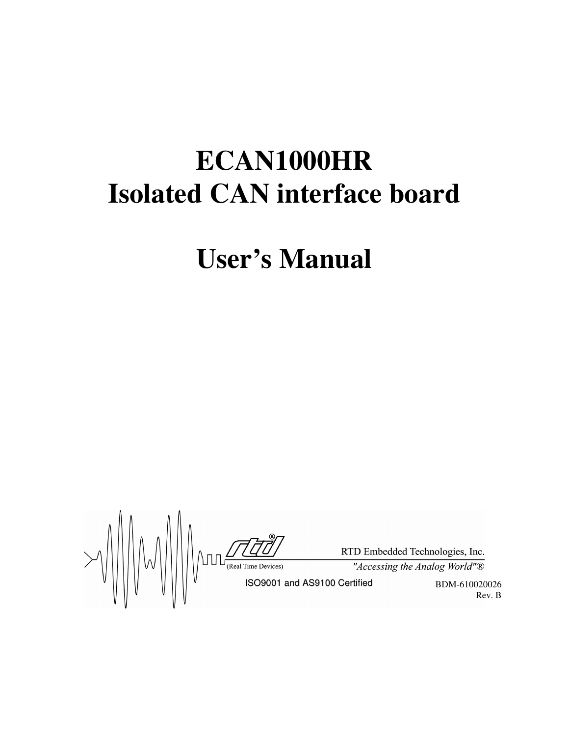# ECAN1000HR
# Isolated CAN interface board

# User's Manual

RTD Embedded Technologies, Inc.

(Real Time Devices)

*"Accessing the Analog World"®*

ISO9001 and AS9100 Certified

BDM-610020026

Rev. B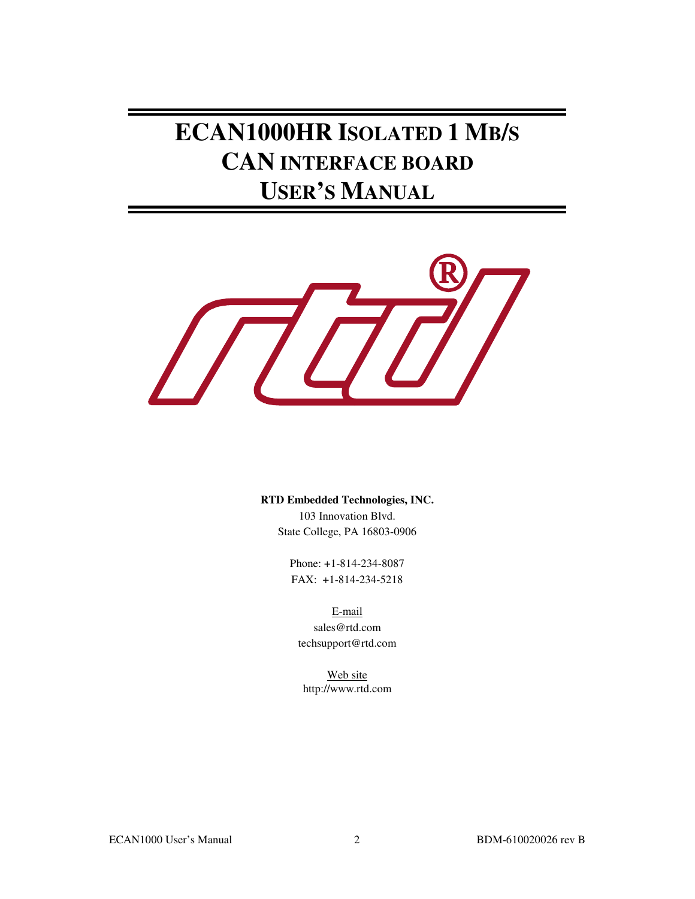# ECAN1000HR ISOLATED 1 MB/S CAN INTERFACE BOARD USER'S MANUAL

**RTD Embedded Technologies, INC.**
103 Innovation Blvd.
State College, PA 16803-0906

Phone: +1-814-234-8087
FAX: +1-814-234-5218

E-mail
sales@rtd.com
techsupport@rtd.com

Web site
http://www.rtd.com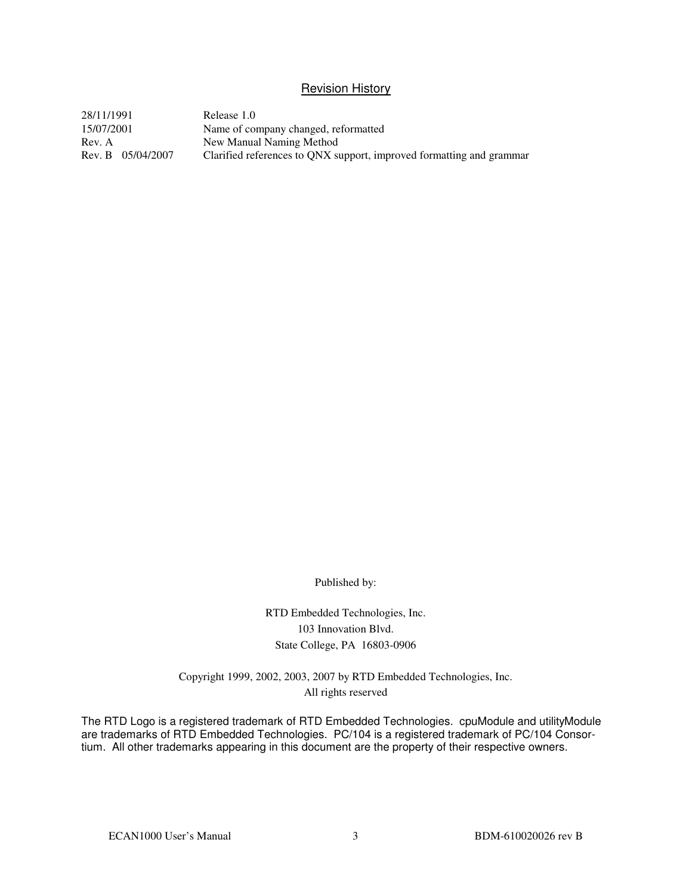## Revision History

| | |
|---|---|
| 28/11/1991 | Release 1.0 |
| 15/07/2001 | Name of company changed, reformatted |
| Rev. A | New Manual Naming Method |
| Rev. B 05/04/2007 | Clarified references to QNX support, improved formatting and grammar |

Published by:

RTD Embedded Technologies, Inc.
103 Innovation Blvd.
State College, PA 16803-0906

Copyright 1999, 2002, 2003, 2007 by RTD Embedded Technologies, Inc.
All rights reserved

The RTD Logo is a registered trademark of RTD Embedded Technologies. cpuModule and utilityModule are trademarks of RTD Embedded Technologies. PC/104 is a registered trademark of PC/104 Consortium. All other trademarks appearing in this document are the property of their respective owners.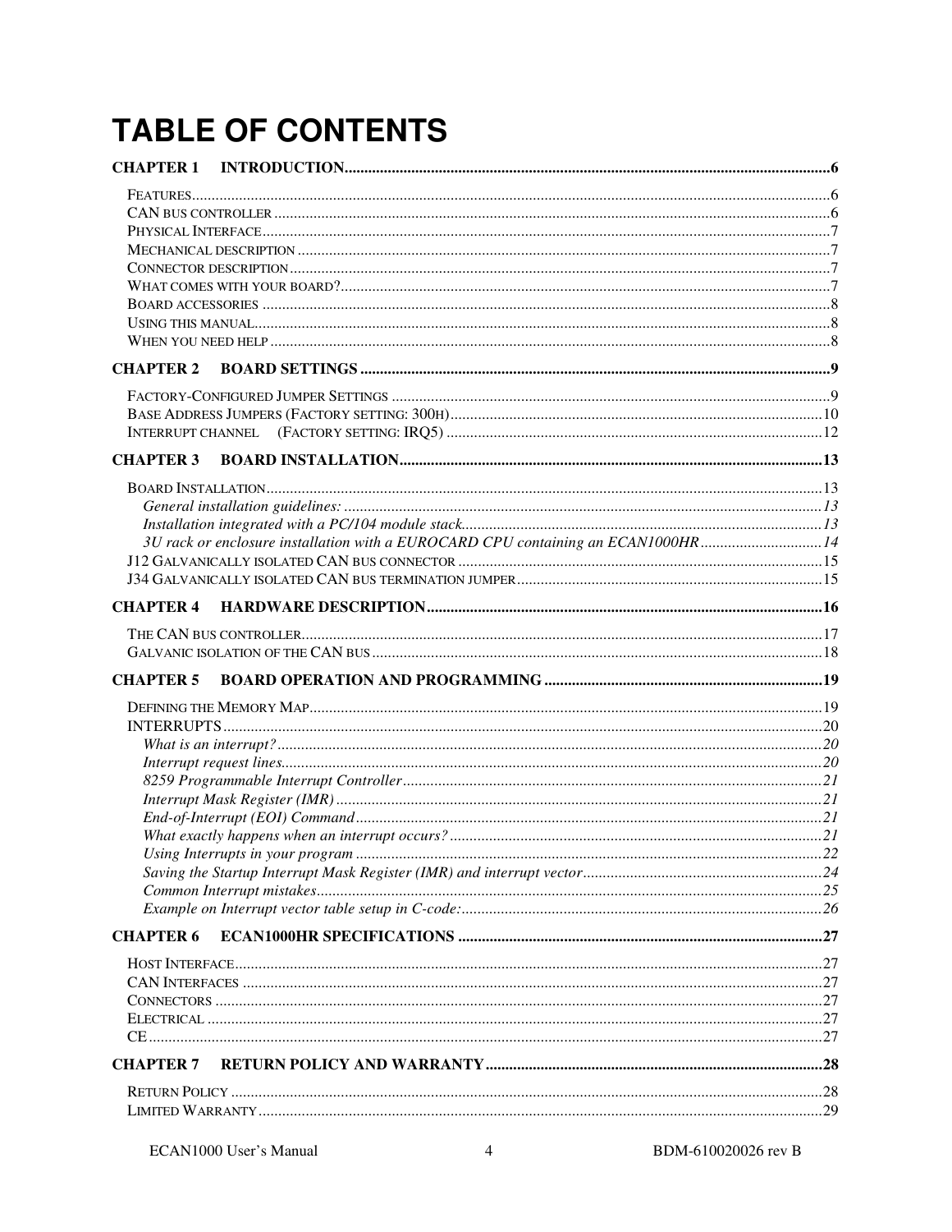# TABLE OF CONTENTS

**CHAPTER 1 INTRODUCTION**......................................................................................................................6

FEATURES.......................................................................................................................................................6
CAN BUS CONTROLLER ....................................................................................................................................6
PHYSICAL INTERFACE.......................................................................................................................................7
MECHANICAL DESCRIPTION ..............................................................................................................................7
CONNECTOR DESCRIPTION................................................................................................................................7
WHAT COMES WITH YOUR BOARD?...................................................................................................................7
BOARD ACCESSORIES .......................................................................................................................................8
USING THIS MANUAL.........................................................................................................................................8
WHEN YOU NEED HELP .....................................................................................................................................8

**CHAPTER 2 BOARD SETTINGS** ......................................................................................................................9

FACTORY-CONFIGURED JUMPER SETTINGS .......................................................................................................9
BASE ADDRESS JUMPERS (FACTORY SETTING: 300H)......................................................................................10
INTERRUPT CHANNEL (FACTORY SETTING: IRQ5) ........................................................................................12

**CHAPTER 3 BOARD INSTALLATION**..............................................................................................................13

BOARD INSTALLATION.....................................................................................................................................13
*General installation guidelines:* ..................................................................................................................13
*Installation integrated with a PC/104 module stack*.........................................................................................13
*3U rack or enclosure installation with a EUROCARD CPU containing an ECAN1000HR* ..............................14
J12 GALVANICALLY ISOLATED CAN BUS CONNECTOR ....................................................................................15
J34 GALVANICALLY ISOLATED CAN BUS TERMINATION JUMPER.....................................................................15

**CHAPTER 4 HARDWARE DESCRIPTION**.........................................................................................................16

THE CAN BUS CONTROLLER............................................................................................................................17
GALVANIC ISOLATION OF THE CAN BUS ..........................................................................................................18

**CHAPTER 5 BOARD OPERATION AND PROGRAMMING** ..................................................................................19

DEFINING THE MEMORY MAP..........................................................................................................................19
INTERRUPTS.......................................................................................................................................................20
*What is an interrupt?*..................................................................................................................................20
*Interrupt request lines*.................................................................................................................................20
*8259 Programmable Interrupt Controller*........................................................................................................21
*Interrupt Mask Register (IMR)* ....................................................................................................................21
*End-of-Interrupt (EOI) Command*..................................................................................................................21
*What exactly happens when an interrupt occurs?* ...........................................................................................21
*Using Interrupts in your program* .................................................................................................................22
*Saving the Startup Interrupt Mask Register (IMR) and interrupt vector*.............................................................24
*Common Interrupt mistakes*..........................................................................................................................25
*Example on Interrupt vector table setup in C-code:*........................................................................................26

**CHAPTER 6 ECAN1000HR SPECIFICATIONS** ....................................................................................................27

HOST INTERFACE..............................................................................................................................................27
CAN INTERFACES ............................................................................................................................................27
CONNECTORS ..................................................................................................................................................27
ELECTRICAL ....................................................................................................................................................27
CE...................................................................................................................................................................27

**CHAPTER 7 RETURN POLICY AND WARRANTY**..............................................................................................28

RETURN POLICY ..............................................................................................................................................28
LIMITED WARRANTY.........................................................................................................................................29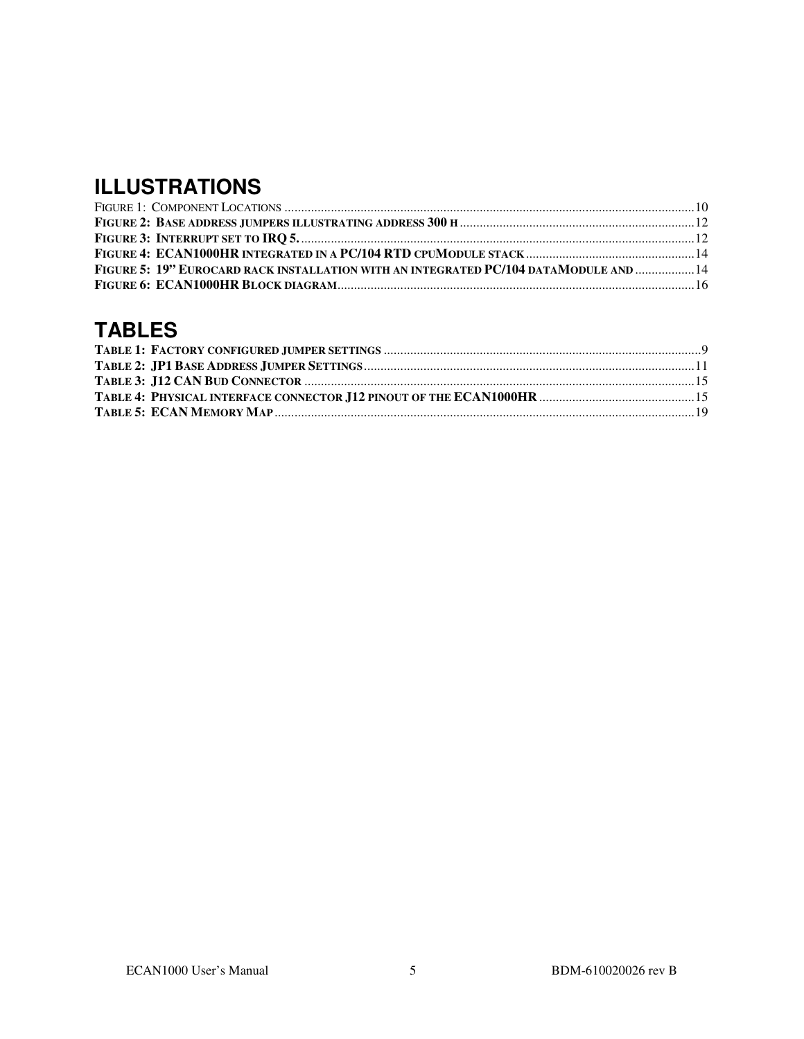# ILLUSTRATIONS

FIGURE 1: COMPONENT LOCATIONS ........................................................................................................................10
**FIGURE 2: BASE ADDRESS JUMPERS ILLUSTRATING ADDRESS 300 H** ........................................................................12
**FIGURE 3: INTERRUPT SET TO IRQ 5.** ..........................................................................................................................12
**FIGURE 4: ECAN1000HR INTEGRATED IN A PC/104 RTD CPUMODULE STACK** ..................................................14
**FIGURE 5: 19" EUROCARD RACK INSTALLATION WITH AN INTEGRATED PC/104 DATAMODULE AND** ..................14
**FIGURE 6: ECAN1000HR BLOCK DIAGRAM**...............................................................................................................16

# TABLES

**TABLE 1: FACTORY CONFIGURED JUMPER SETTINGS** .....................................................................................................9
**TABLE 2: JP1 BASE ADDRESS JUMPER SETTINGS**........................................................................................................11
**TABLE 3: J12 CAN BUD CONNECTOR** ........................................................................................................................15
**TABLE 4: PHYSICAL INTERFACE CONNECTOR J12 PINOUT OF THE ECAN1000HR** ...............................................15
**TABLE 5: ECAN MEMORY MAP**....................................................................................................................................19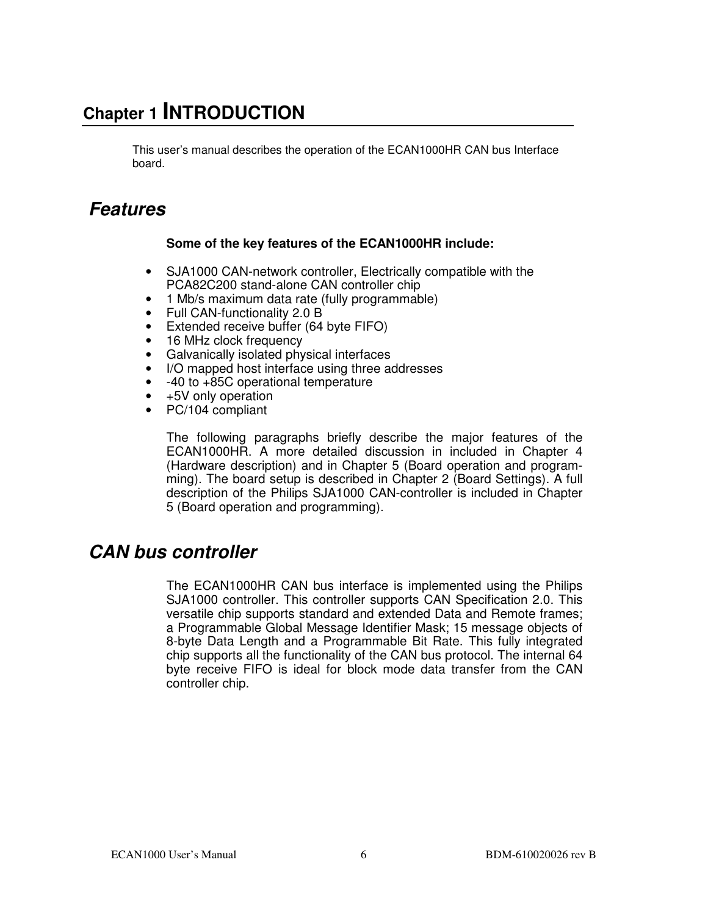# Chapter 1 INTRODUCTION

This user's manual describes the operation of the ECAN1000HR CAN bus Interface board.

## *Features*

**Some of the key features of the ECAN1000HR include:**

- SJA1000 CAN-network controller, Electrically compatible with the PCA82C200 stand-alone CAN controller chip
- 1 Mb/s maximum data rate (fully programmable)
- Full CAN-functionality 2.0 B
- Extended receive buffer (64 byte FIFO)
- 16 MHz clock frequency
- Galvanically isolated physical interfaces
- I/O mapped host interface using three addresses
- -40 to +85C operational temperature
- +5V only operation
- PC/104 compliant

The following paragraphs briefly describe the major features of the ECAN1000HR. A more detailed discussion in included in Chapter 4 (Hardware description) and in Chapter 5 (Board operation and programming). The board setup is described in Chapter 2 (Board Settings). A full description of the Philips SJA1000 CAN-controller is included in Chapter 5 (Board operation and programming).

## *CAN bus controller*

The ECAN1000HR CAN bus interface is implemented using the Philips SJA1000 controller. This controller supports CAN Specification 2.0. This versatile chip supports standard and extended Data and Remote frames; a Programmable Global Message Identifier Mask; 15 message objects of 8-byte Data Length and a Programmable Bit Rate. This fully integrated chip supports all the functionality of the CAN bus protocol. The internal 64 byte receive FIFO is ideal for block mode data transfer from the CAN controller chip.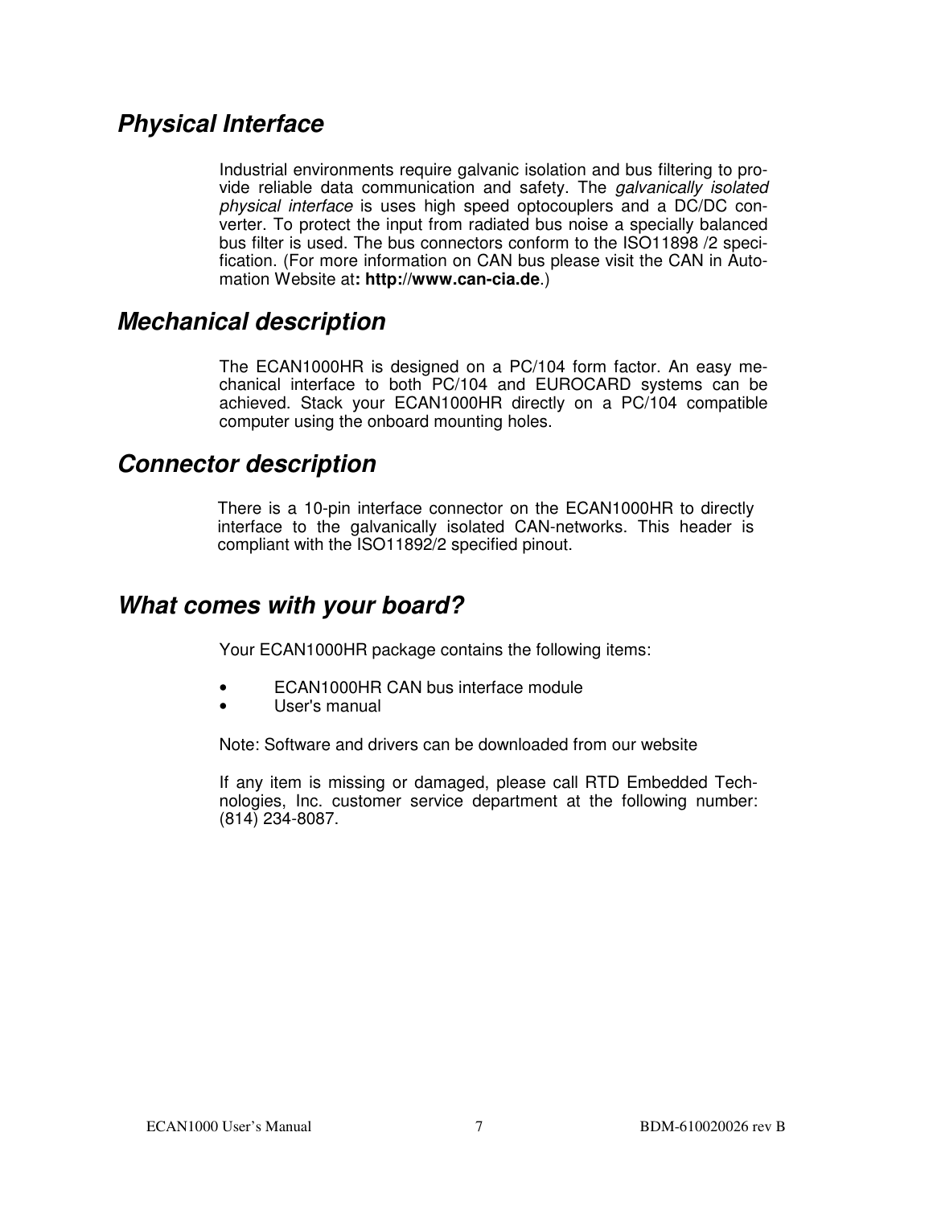## *Physical Interface*

Industrial environments require galvanic isolation and bus filtering to provide reliable data communication and safety. The *galvanically isolated physical interface* is uses high speed optocouplers and a DC/DC converter. To protect the input from radiated bus noise a specially balanced bus filter is used. The bus connectors conform to the ISO11898 /2 specification. (For more information on CAN bus please visit the CAN in Automation Website at**: http://www.can-cia.de**.)

## *Mechanical description*

The ECAN1000HR is designed on a PC/104 form factor. An easy mechanical interface to both PC/104 and EUROCARD systems can be achieved. Stack your ECAN1000HR directly on a PC/104 compatible computer using the onboard mounting holes.

## *Connector description*

There is a 10-pin interface connector on the ECAN1000HR to directly interface to the galvanically isolated CAN-networks. This header is compliant with the ISO11892/2 specified pinout.

## *What comes with your board?*

Your ECAN1000HR package contains the following items:

- ECAN1000HR CAN bus interface module
- User's manual

Note: Software and drivers can be downloaded from our website

If any item is missing or damaged, please call RTD Embedded Technologies, Inc. customer service department at the following number: (814) 234-8087.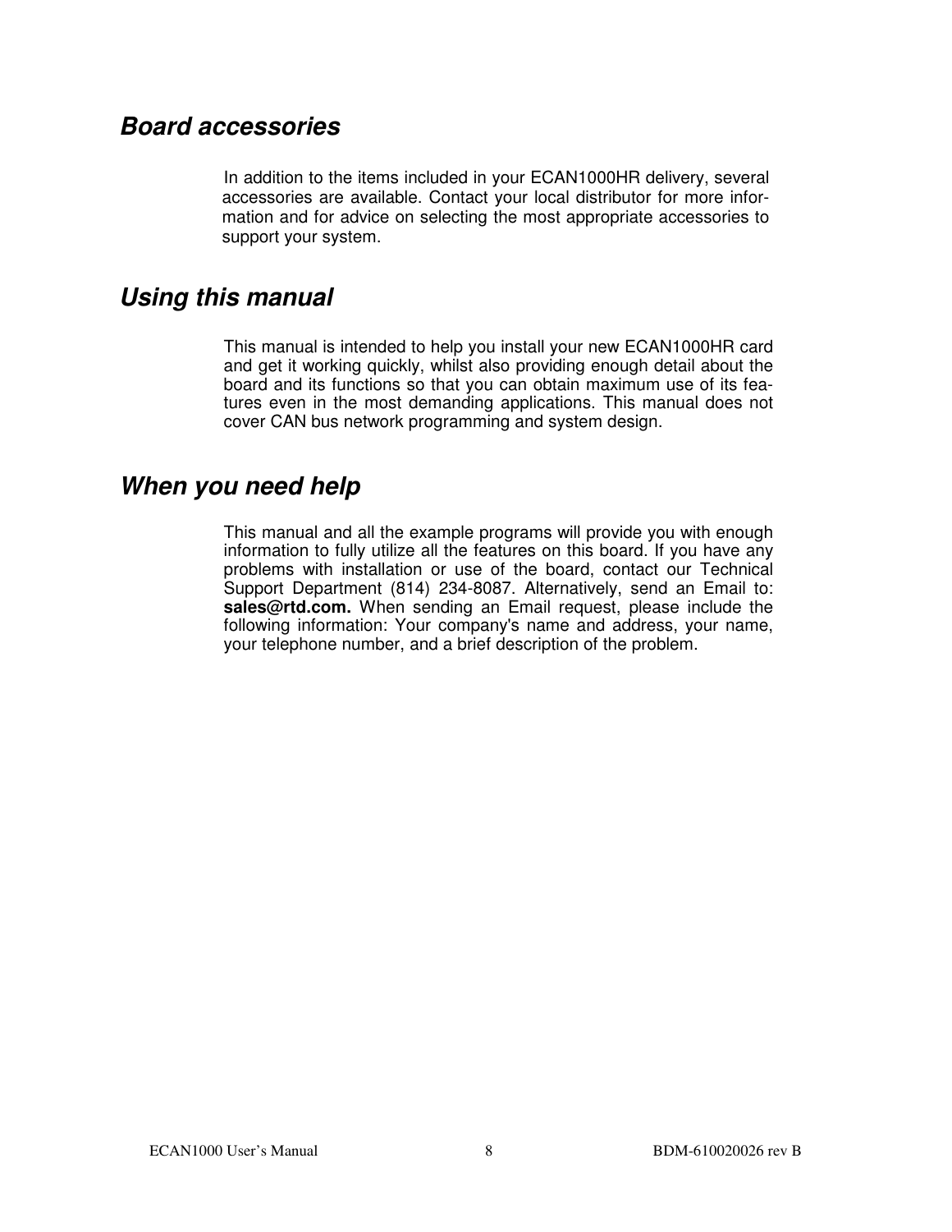## *Board accessories*

In addition to the items included in your ECAN1000HR delivery, several accessories are available. Contact your local distributor for more information and for advice on selecting the most appropriate accessories to support your system.

## *Using this manual*

This manual is intended to help you install your new ECAN1000HR card and get it working quickly, whilst also providing enough detail about the board and its functions so that you can obtain maximum use of its features even in the most demanding applications. This manual does not cover CAN bus network programming and system design.

## *When you need help*

This manual and all the example programs will provide you with enough information to fully utilize all the features on this board. If you have any problems with installation or use of the board, contact our Technical Support Department (814) 234-8087. Alternatively, send an Email to: **sales@rtd.com.** When sending an Email request, please include the following information: Your company's name and address, your name, your telephone number, and a brief description of the problem.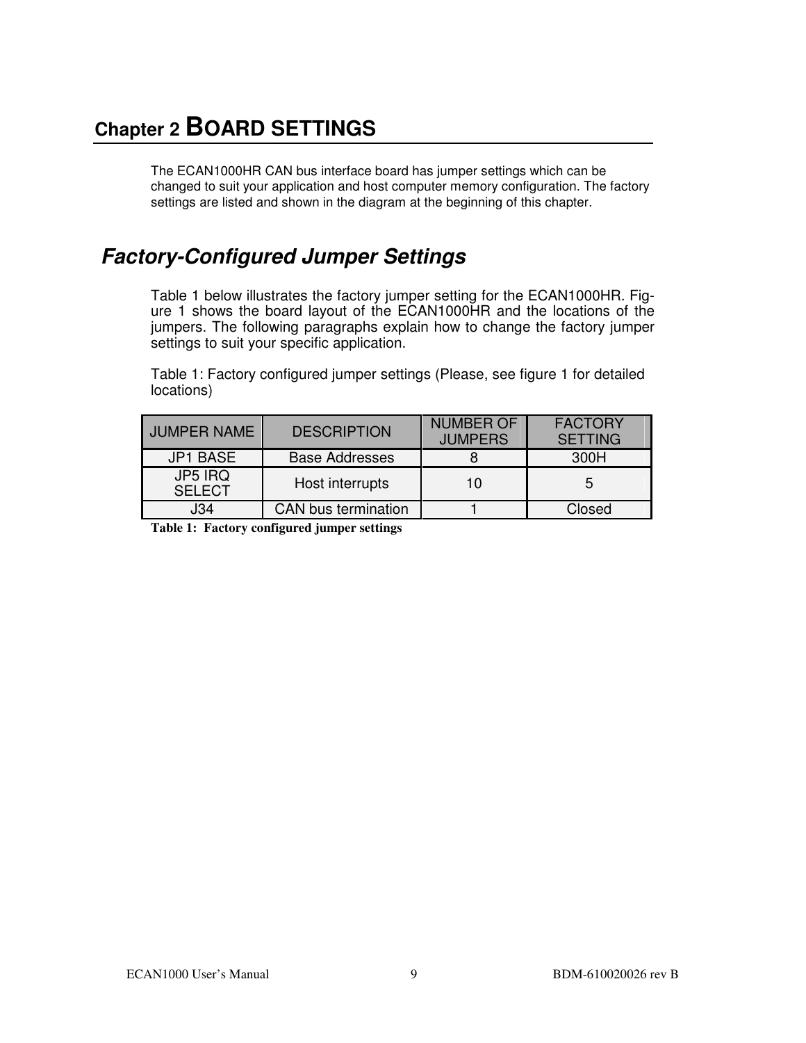# Chapter 2 BOARD SETTINGS

The ECAN1000HR CAN bus interface board has jumper settings which can be changed to suit your application and host computer memory configuration. The factory settings are listed and shown in the diagram at the beginning of this chapter.

## *Factory-Configured Jumper Settings*

Table 1 below illustrates the factory jumper setting for the ECAN1000HR. Figure 1 shows the board layout of the ECAN1000HR and the locations of the jumpers. The following paragraphs explain how to change the factory jumper settings to suit your specific application.

Table 1: Factory configured jumper settings (Please, see figure 1 for detailed locations)

| JUMPER NAME | DESCRIPTION | NUMBER OF JUMPERS | FACTORY SETTING |
|---|---|---|---|
| JP1 BASE | Base Addresses | 8 | 300H |
| JP5 IRQ SELECT | Host interrupts | 10 | 5 |
| J34 | CAN bus termination | 1 | Closed |

**Table 1: Factory configured jumper settings**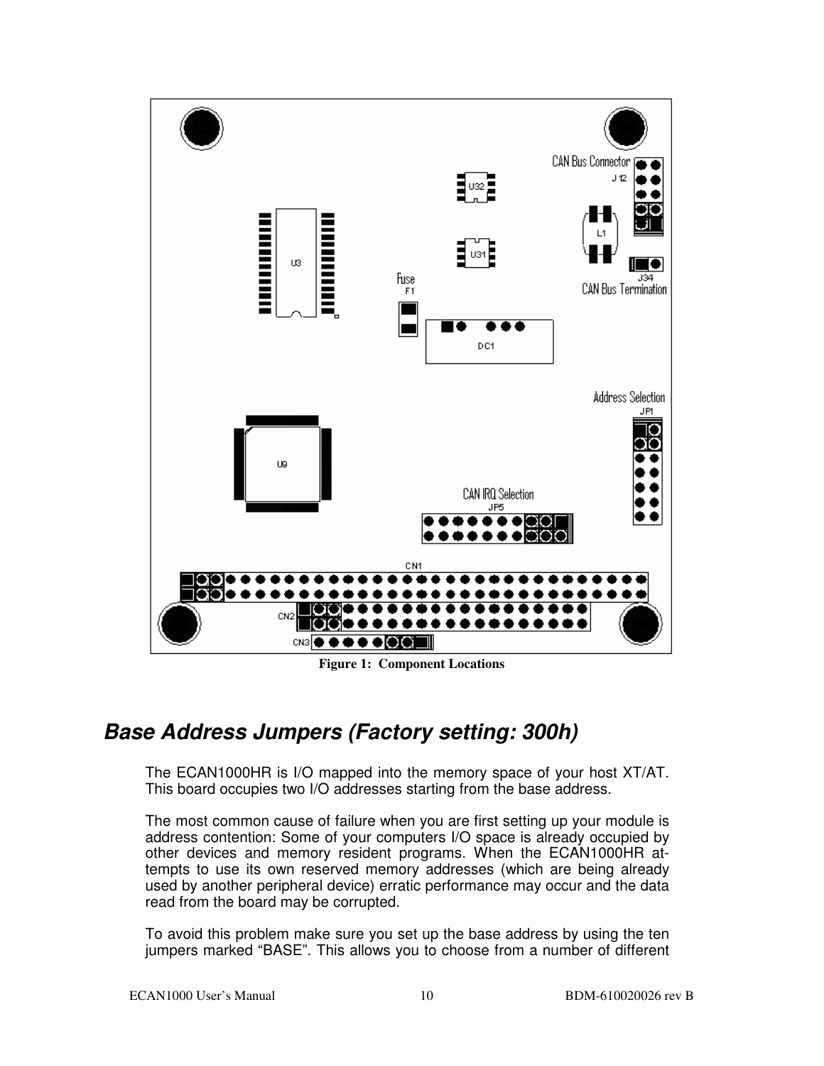Figure 1: Component Locations

## Base Address Jumpers (Factory setting: 300h)

The ECAN1000HR is I/O mapped into the memory space of your host XT/AT. This board occupies two I/O addresses starting from the base address.

The most common cause of failure when you are first setting up your module is address contention: Some of your computers I/O space is already occupied by other devices and memory resident programs. When the ECAN1000HR attempts to use its own reserved memory addresses (which are being already used by another peripheral device) erratic performance may occur and the data read from the board may be corrupted.

To avoid this problem make sure you set up the base address by using the ten jumpers marked "BASE". This allows you to choose from a number of different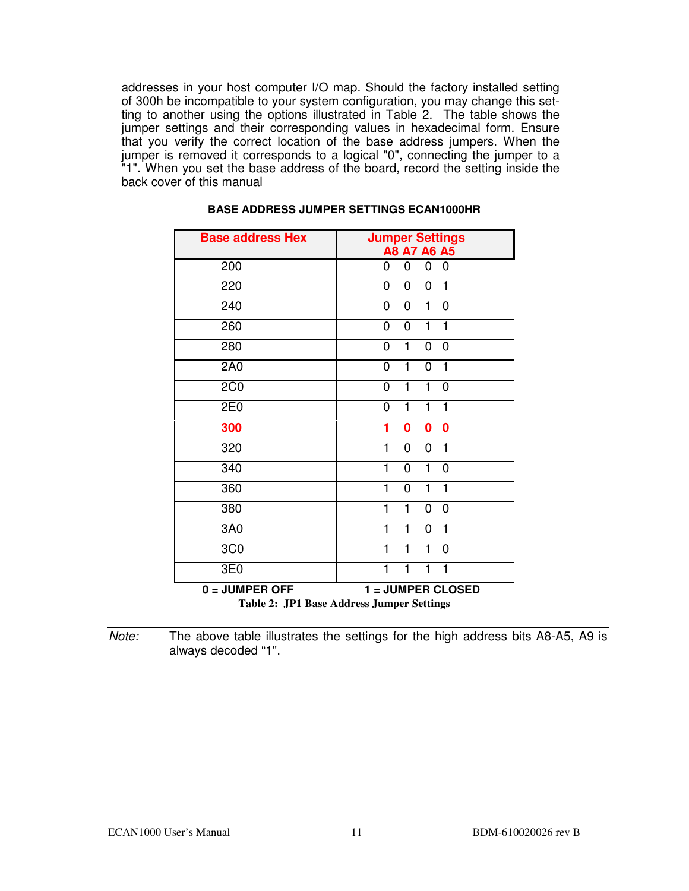addresses in your host computer I/O map. Should the factory installed setting of 300h be incompatible to your system configuration, you may change this setting to another using the options illustrated in Table 2. The table shows the jumper settings and their corresponding values in hexadecimal form. Ensure that you verify the correct location of the base address jumpers. When the jumper is removed it corresponds to a logical "0", connecting the jumper to a "1". When you set the base address of the board, record the setting inside the back cover of this manual

**BASE ADDRESS JUMPER SETTINGS ECAN1000HR**

| Base address Hex | Jumper Settings A8 A7 A6 A5 |
|---|---|
| 200 | 0 0 0 0 |
| 220 | 0 0 0 1 |
| 240 | 0 0 1 0 |
| 260 | 0 0 1 1 |
| 280 | 0 1 0 0 |
| 2A0 | 0 1 0 1 |
| 2C0 | 0 1 1 0 |
| 2E0 | 0 1 1 1 |
| **300** | **1 0 0 0** |
| 320 | 1 0 0 1 |
| 340 | 1 0 1 0 |
| 360 | 1 0 1 1 |
| 380 | 1 1 0 0 |
| 3A0 | 1 1 0 1 |
| 3C0 | 1 1 1 0 |
| 3E0 | 1 1 1 1 |

**0 = JUMPER OFF** **1 = JUMPER CLOSED**

**Table 2: JP1 Base Address Jumper Settings**

*Note:* The above table illustrates the settings for the high address bits A8-A5, A9 is always decoded “1".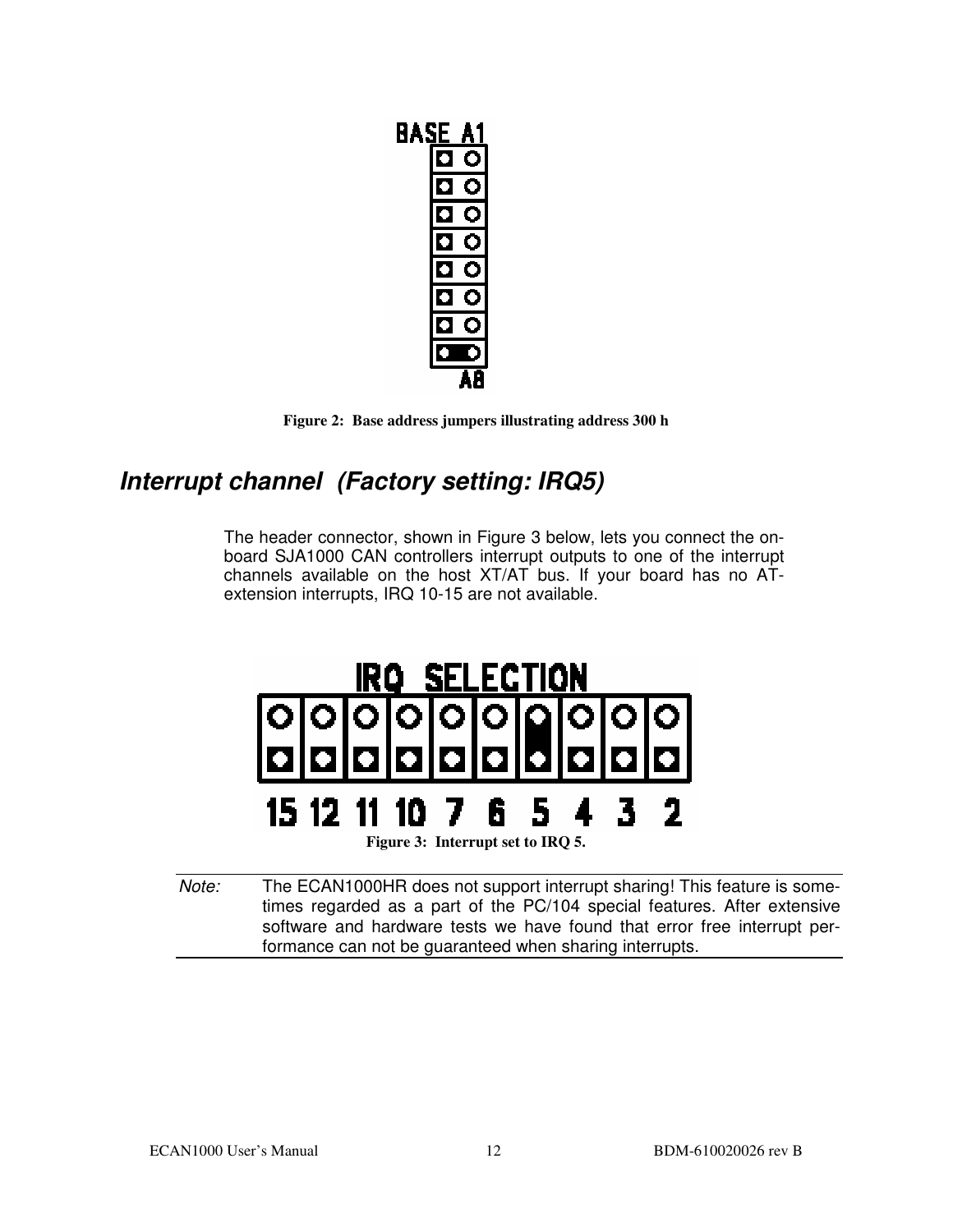Figure 2: Base address jumpers illustrating address 300 h

## *Interrupt channel (Factory setting: IRQ5)*

The header connector, shown in Figure 3 below, lets you connect the on-board SJA1000 CAN controllers interrupt outputs to one of the interrupt channels available on the host XT/AT bus. If your board has no AT-extension interrupts, IRQ 10-15 are not available.

Figure 3: Interrupt set to IRQ 5.

---

*Note:* The ECAN1000HR does not support interrupt sharing! This feature is sometimes regarded as a part of the PC/104 special features. After extensive software and hardware tests we have found that error free interrupt performance can not be guaranteed when sharing interrupts.

---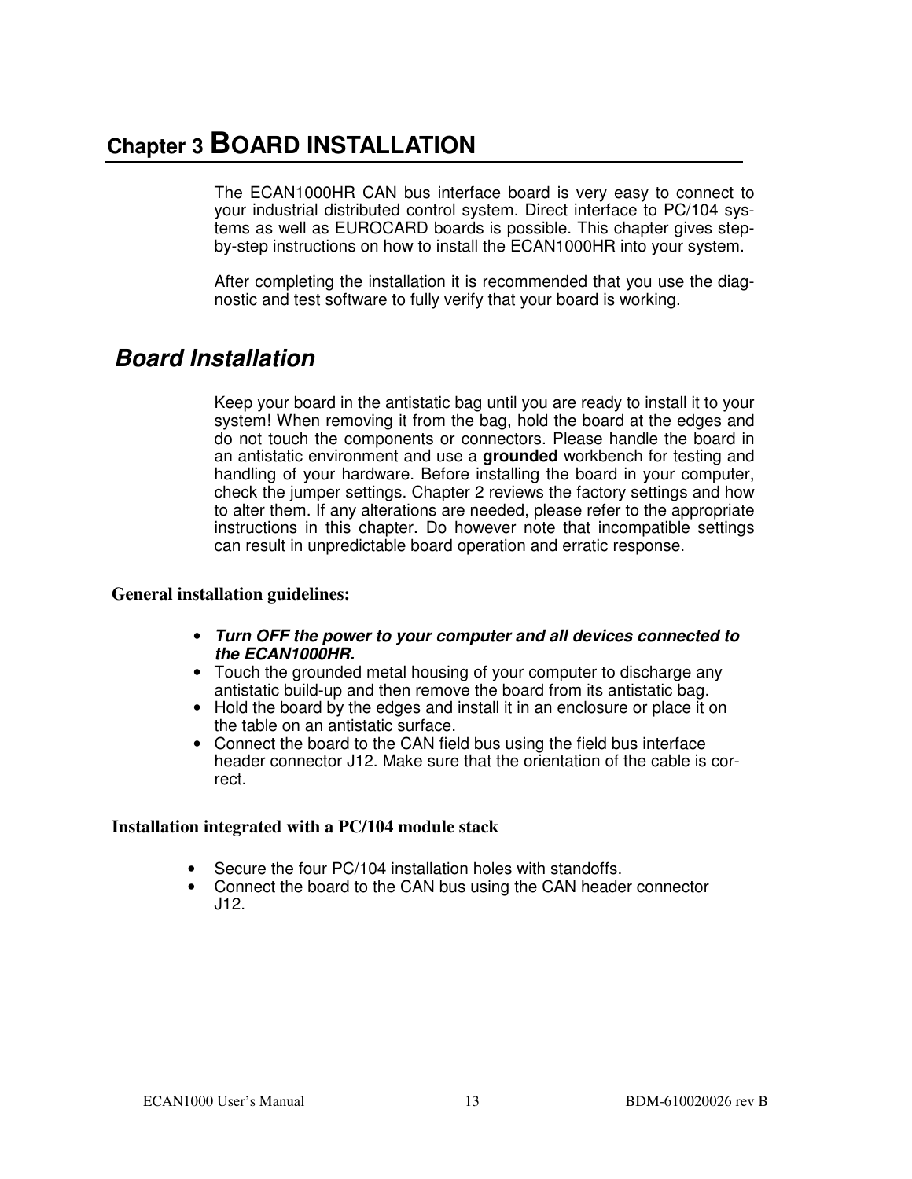# Chapter 3 BOARD INSTALLATION

The ECAN1000HR CAN bus interface board is very easy to connect to your industrial distributed control system. Direct interface to PC/104 systems as well as EUROCARD boards is possible. This chapter gives step-by-step instructions on how to install the ECAN1000HR into your system.

After completing the installation it is recommended that you use the diagnostic and test software to fully verify that your board is working.

## Board Installation

Keep your board in the antistatic bag until you are ready to install it to your system! When removing it from the bag, hold the board at the edges and do not touch the components or connectors. Please handle the board in an antistatic environment and use a **grounded** workbench for testing and handling of your hardware. Before installing the board in your computer, check the jumper settings. Chapter 2 reviews the factory settings and how to alter them. If any alterations are needed, please refer to the appropriate instructions in this chapter. Do however note that incompatible settings can result in unpredictable board operation and erratic response.

### General installation guidelines:

- ***Turn OFF the power to your computer and all devices connected to the ECAN1000HR.***
- Touch the grounded metal housing of your computer to discharge any antistatic build-up and then remove the board from its antistatic bag.
- Hold the board by the edges and install it in an enclosure or place it on the table on an antistatic surface.
- Connect the board to the CAN field bus using the field bus interface header connector J12. Make sure that the orientation of the cable is correct.

### Installation integrated with a PC/104 module stack

- Secure the four PC/104 installation holes with standoffs.
- Connect the board to the CAN bus using the CAN header connector J12.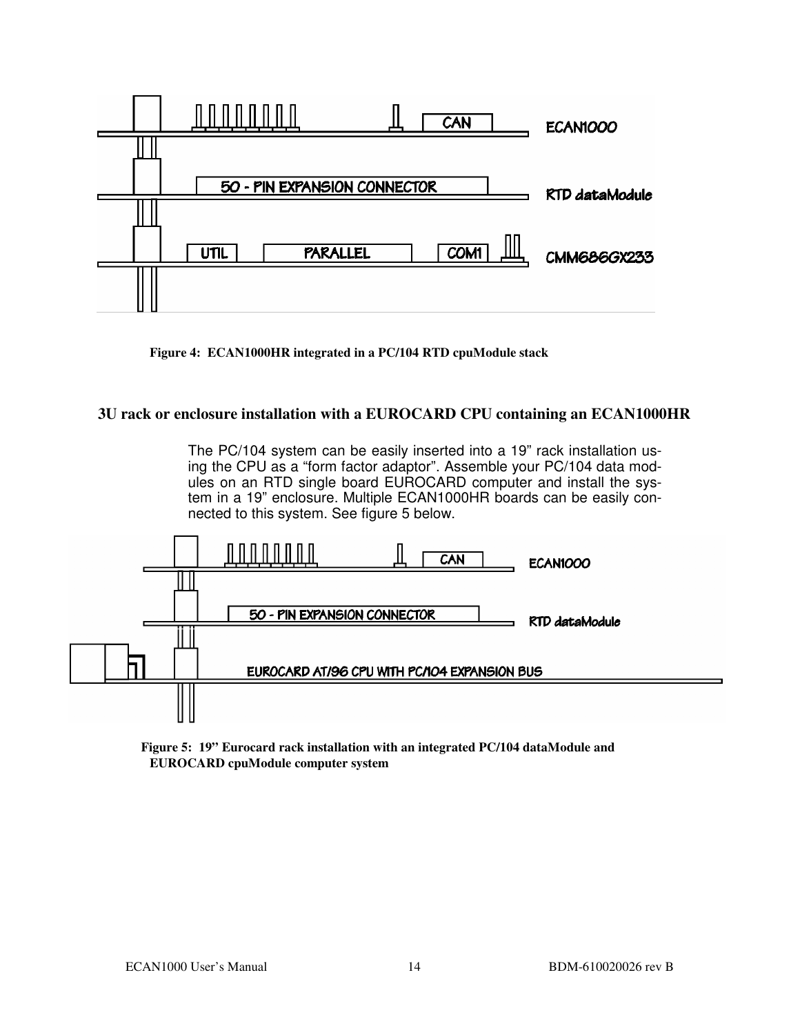Figure 4: ECAN1000HR integrated in a PC/104 RTD cpuModule stack

## 3U rack or enclosure installation with a EUROCARD CPU containing an ECAN1000HR

The PC/104 system can be easily inserted into a 19" rack installation using the CPU as a "form factor adaptor". Assemble your PC/104 data modules on an RTD single board EUROCARD computer and install the system in a 19" enclosure. Multiple ECAN1000HR boards can be easily connected to this system. See figure 5 below.

Figure 5: 19" Eurocard rack installation with an integrated PC/104 dataModule and EUROCARD cpuModule computer system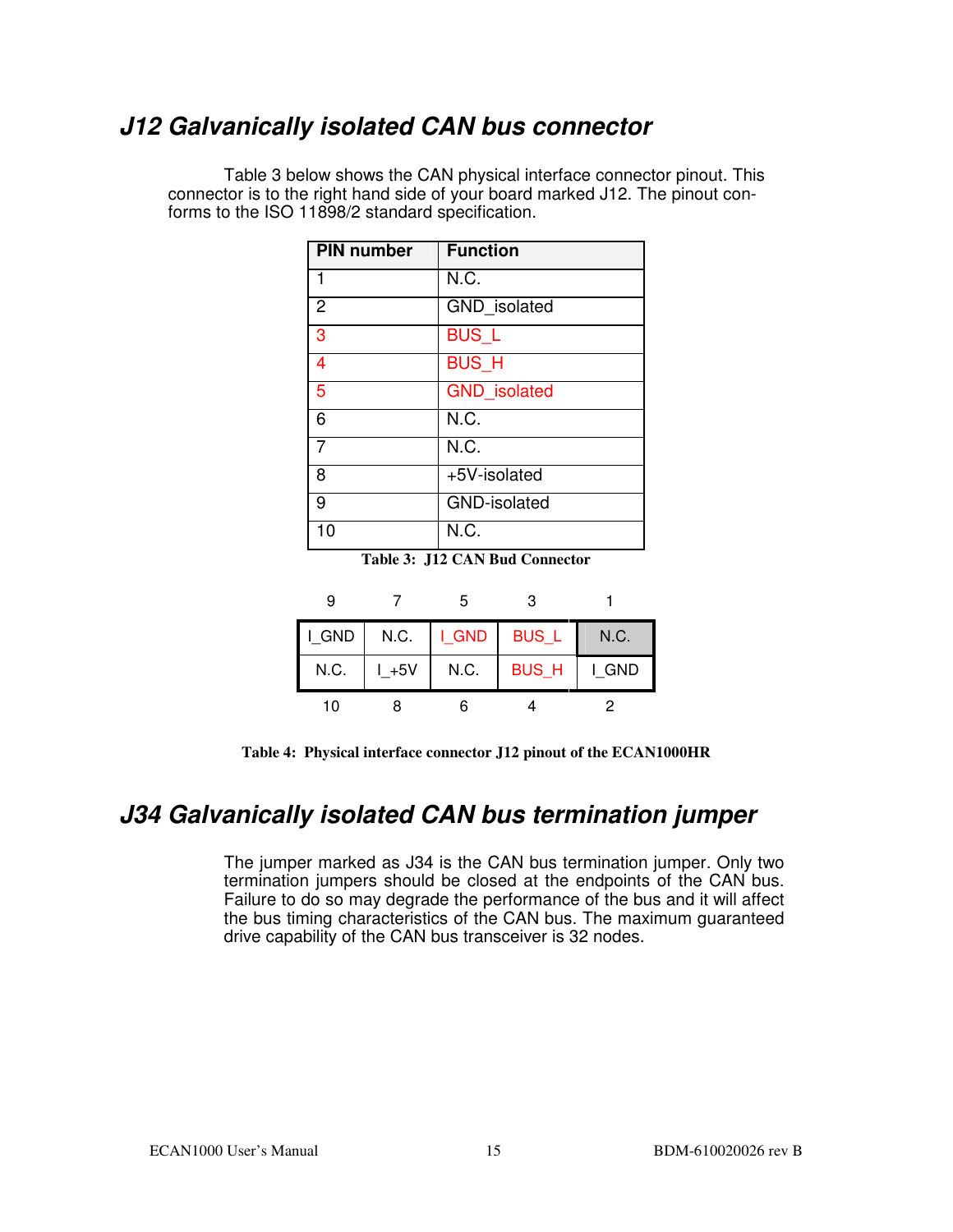## J12 Galvanically isolated CAN bus connector

Table 3 below shows the CAN physical interface connector pinout. This connector is to the right hand side of your board marked J12. The pinout conforms to the ISO 11898/2 standard specification.

| PIN number | Function |
|---|---|
| 1 | N.C. |
| 2 | GND_isolated |
| 3 | BUS_L |
| 4 | BUS_H |
| 5 | GND_isolated |
| 6 | N.C. |
| 7 | N.C. |
| 8 | +5V-isolated |
| 9 | GND-isolated |
| 10 | N.C. |

**Table 3: J12 CAN Bud Connector**

| 9 | 7 | 5 | 3 | 1 |
|---|---|---|---|---|
| I_GND | N.C. | I_GND | BUS_L | N.C. |
| N.C. | I_+5V | N.C. | BUS_H | I_GND |
| 10 | 8 | 6 | 4 | 2 |

**Table 4: Physical interface connector J12 pinout of the ECAN1000HR**

## J34 Galvanically isolated CAN bus termination jumper

The jumper marked as J34 is the CAN bus termination jumper. Only two termination jumpers should be closed at the endpoints of the CAN bus. Failure to do so may degrade the performance of the bus and it will affect the bus timing characteristics of the CAN bus. The maximum guaranteed drive capability of the CAN bus transceiver is 32 nodes.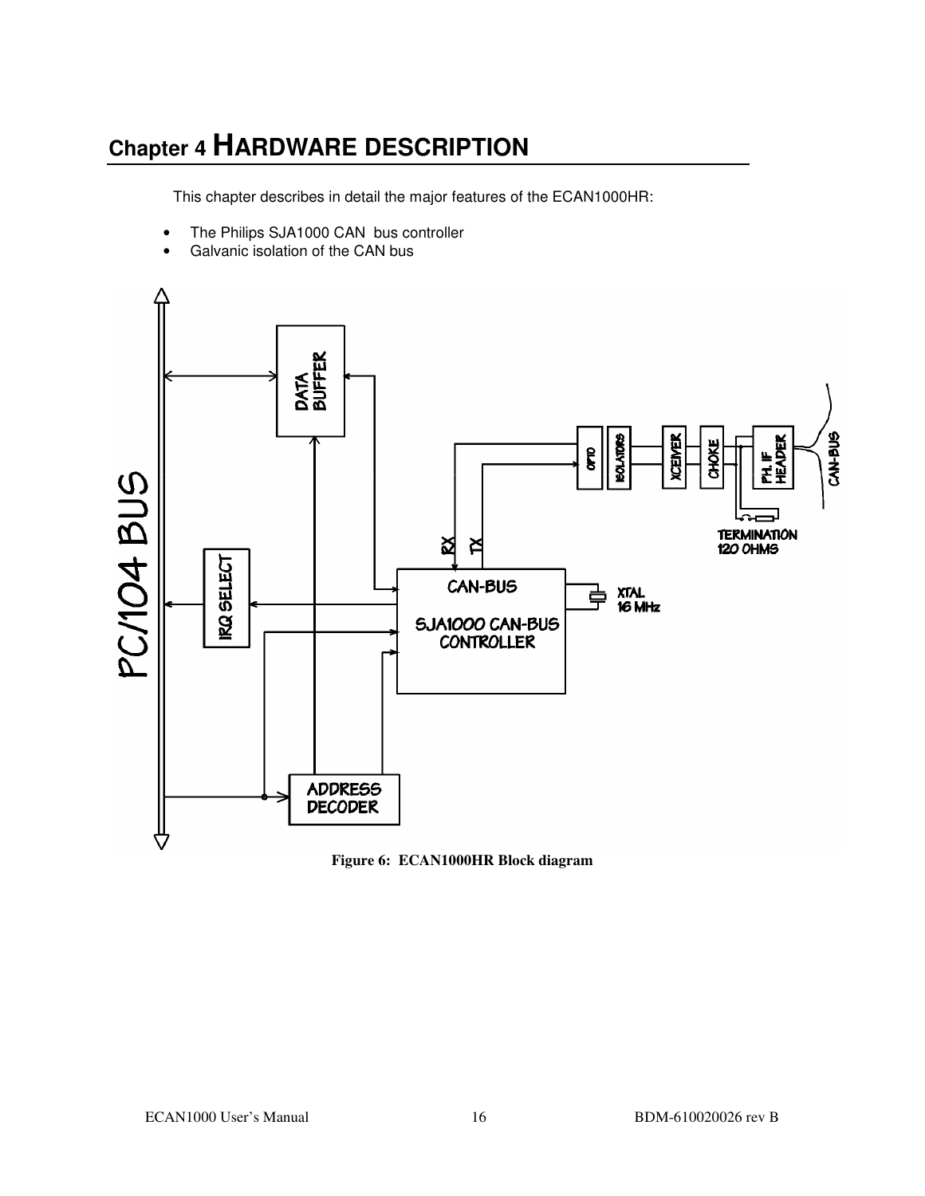# Chapter 4 HARDWARE DESCRIPTION

This chapter describes in detail the major features of the ECAN1000HR:

- The Philips SJA1000 CAN bus controller
- Galvanic isolation of the CAN bus

Figure 6: ECAN1000HR Block diagram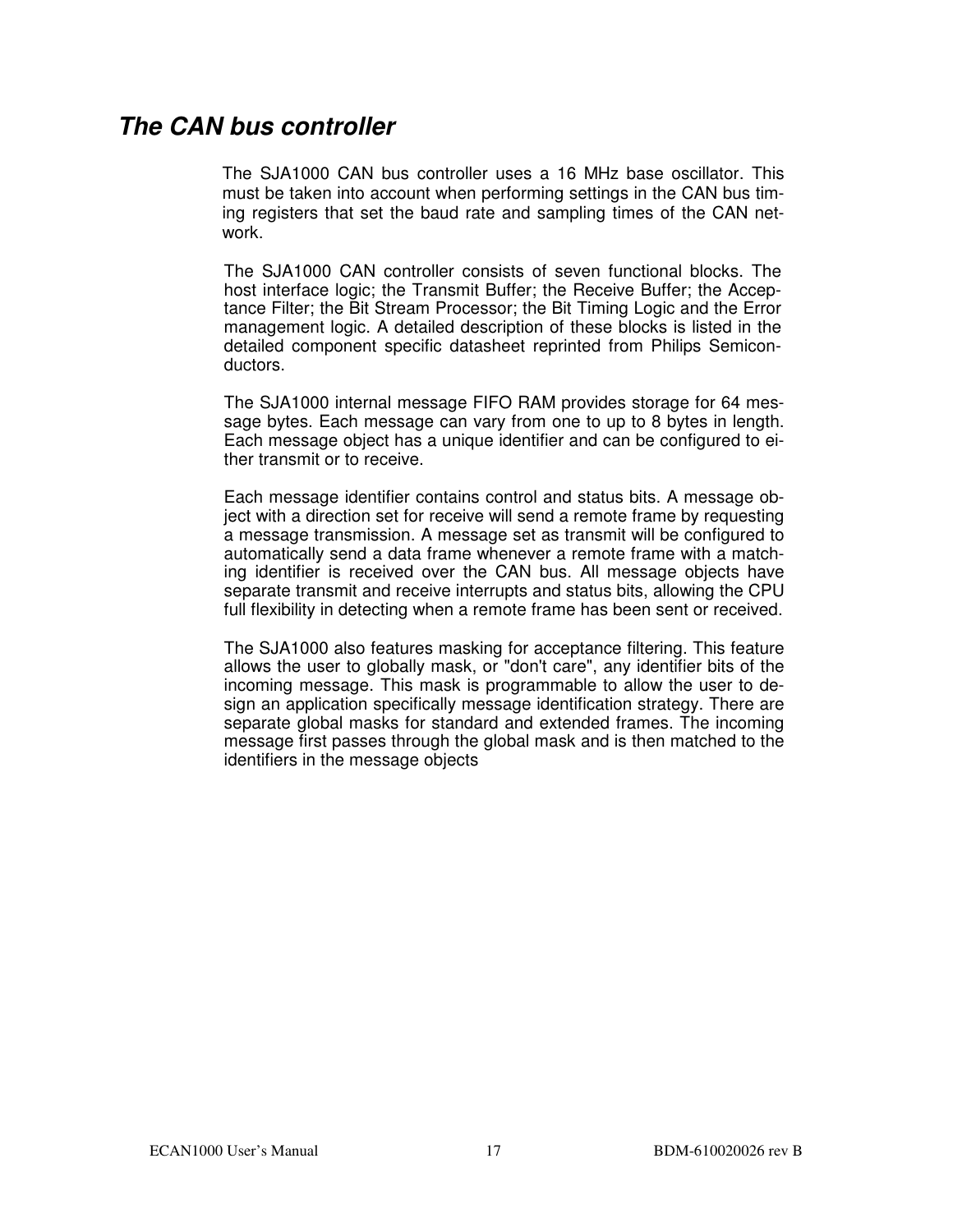## *The CAN bus controller*

The SJA1000 CAN bus controller uses a 16 MHz base oscillator. This must be taken into account when performing settings in the CAN bus timing registers that set the baud rate and sampling times of the CAN network.

The SJA1000 CAN controller consists of seven functional blocks. The host interface logic; the Transmit Buffer; the Receive Buffer; the Acceptance Filter; the Bit Stream Processor; the Bit Timing Logic and the Error management logic. A detailed description of these blocks is listed in the detailed component specific datasheet reprinted from Philips Semiconductors.

The SJA1000 internal message FIFO RAM provides storage for 64 message bytes. Each message can vary from one to up to 8 bytes in length. Each message object has a unique identifier and can be configured to either transmit or to receive.

Each message identifier contains control and status bits. A message object with a direction set for receive will send a remote frame by requesting a message transmission. A message set as transmit will be configured to automatically send a data frame whenever a remote frame with a matching identifier is received over the CAN bus. All message objects have separate transmit and receive interrupts and status bits, allowing the CPU full flexibility in detecting when a remote frame has been sent or received.

The SJA1000 also features masking for acceptance filtering. This feature allows the user to globally mask, or "don't care", any identifier bits of the incoming message. This mask is programmable to allow the user to design an application specifically message identification strategy. There are separate global masks for standard and extended frames. The incoming message first passes through the global mask and is then matched to the identifiers in the message objects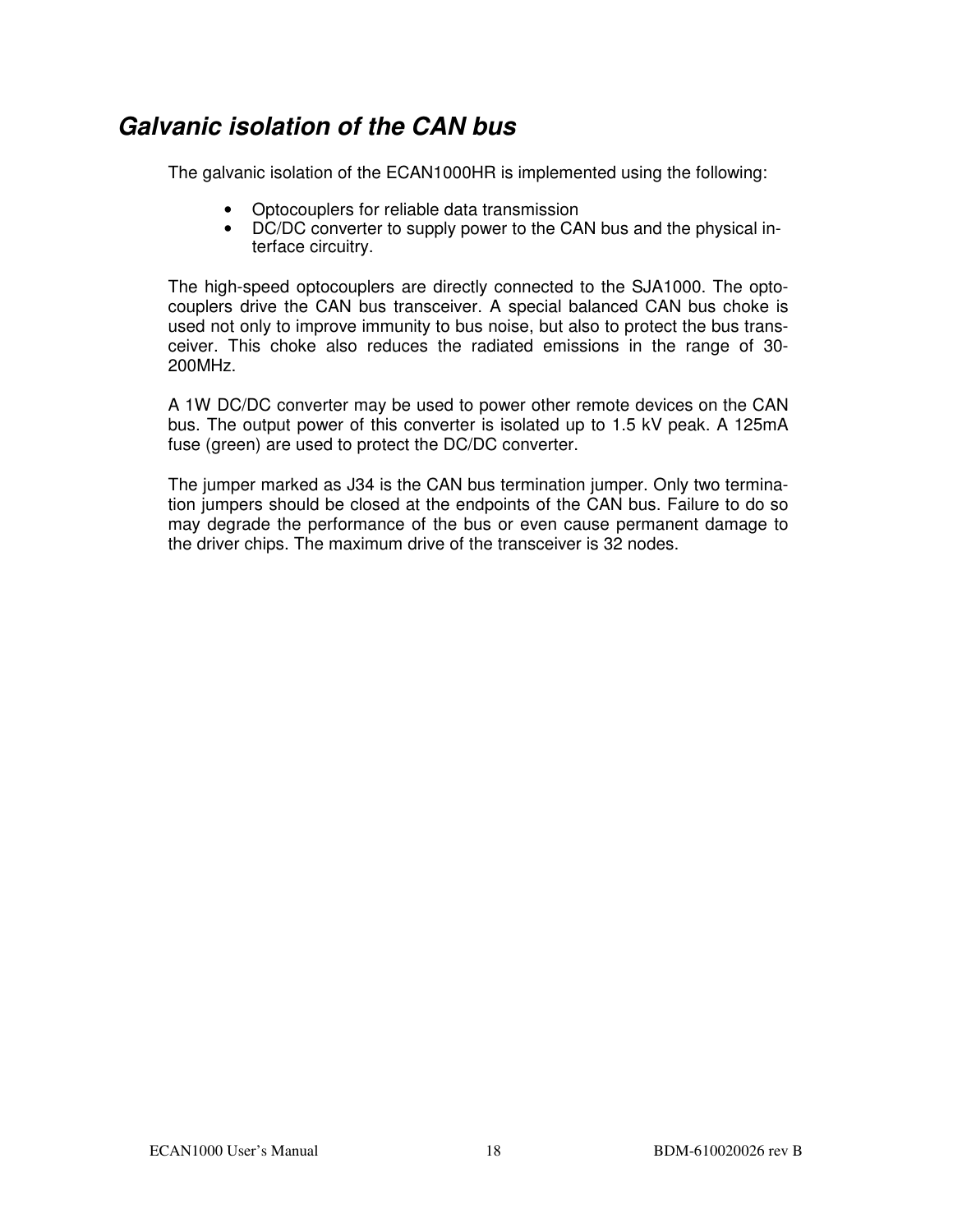## *Galvanic isolation of the CAN bus*

The galvanic isolation of the ECAN1000HR is implemented using the following:

- Optocouplers for reliable data transmission
- DC/DC converter to supply power to the CAN bus and the physical interface circuitry.

The high-speed optocouplers are directly connected to the SJA1000. The optocouplers drive the CAN bus transceiver. A special balanced CAN bus choke is used not only to improve immunity to bus noise, but also to protect the bus transceiver. This choke also reduces the radiated emissions in the range of 30-200MHz.

A 1W DC/DC converter may be used to power other remote devices on the CAN bus. The output power of this converter is isolated up to 1.5 kV peak. A 125mA fuse (green) are used to protect the DC/DC converter.

The jumper marked as J34 is the CAN bus termination jumper. Only two termination jumpers should be closed at the endpoints of the CAN bus. Failure to do so may degrade the performance of the bus or even cause permanent damage to the driver chips. The maximum drive of the transceiver is 32 nodes.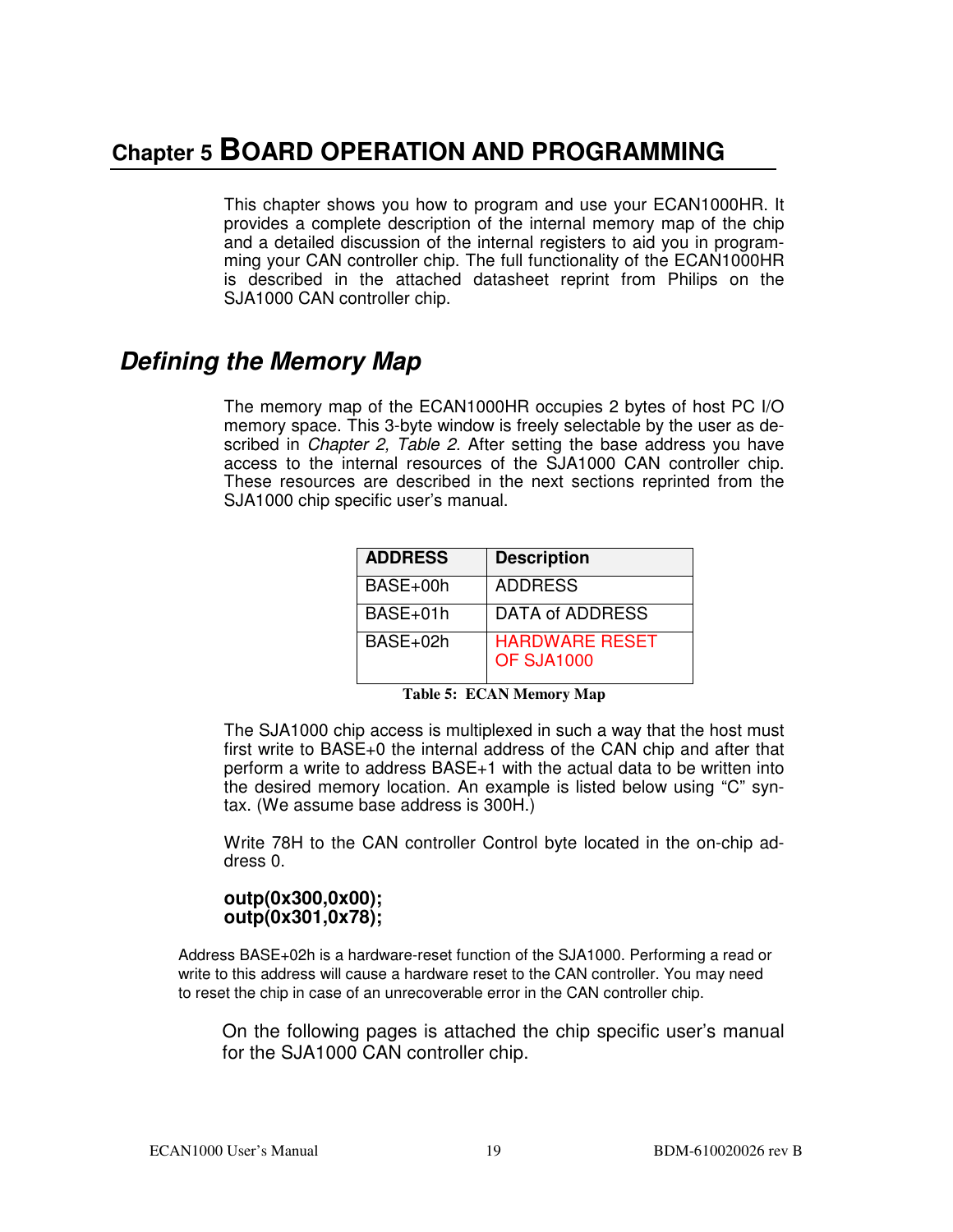# Chapter 5 BOARD OPERATION AND PROGRAMMING

This chapter shows you how to program and use your ECAN1000HR. It provides a complete description of the internal memory map of the chip and a detailed discussion of the internal registers to aid you in programming your CAN controller chip. The full functionality of the ECAN1000HR is described in the attached datasheet reprint from Philips on the SJA1000 CAN controller chip.

## Defining the Memory Map

The memory map of the ECAN1000HR occupies 2 bytes of host PC I/O memory space. This 3-byte window is freely selectable by the user as described in *Chapter 2, Table 2.* After setting the base address you have access to the internal resources of the SJA1000 CAN controller chip. These resources are described in the next sections reprinted from the SJA1000 chip specific user's manual.

| ADDRESS | Description |
|---|---|
| BASE+00h | ADDRESS |
| BASE+01h | DATA of ADDRESS |
| BASE+02h | HARDWARE RESET OF SJA1000 |

**Table 5: ECAN Memory Map**

The SJA1000 chip access is multiplexed in such a way that the host must first write to BASE+0 the internal address of the CAN chip and after that perform a write to address BASE+1 with the actual data to be written into the desired memory location. An example is listed below using "C" syntax. (We assume base address is 300H.)

Write 78H to the CAN controller Control byte located in the on-chip address 0.

```
outp(0x300,0x00);
outp(0x301,0x78);
```

Address BASE+02h is a hardware-reset function of the SJA1000. Performing a read or write to this address will cause a hardware reset to the CAN controller. You may need to reset the chip in case of an unrecoverable error in the CAN controller chip.

On the following pages is attached the chip specific user's manual for the SJA1000 CAN controller chip.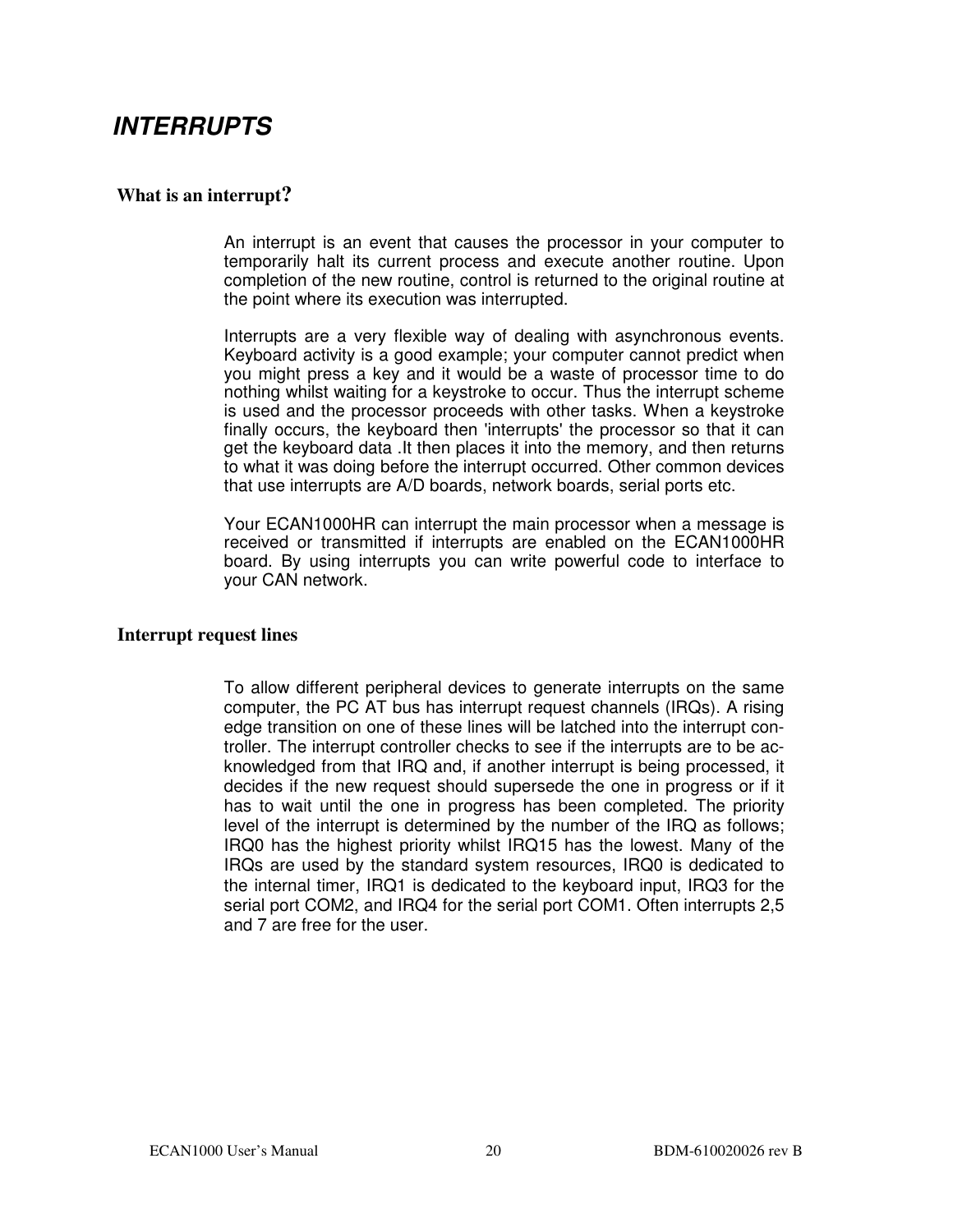# *INTERRUPTS*

## What is an interrupt?

An interrupt is an event that causes the processor in your computer to temporarily halt its current process and execute another routine. Upon completion of the new routine, control is returned to the original routine at the point where its execution was interrupted.

Interrupts are a very flexible way of dealing with asynchronous events. Keyboard activity is a good example; your computer cannot predict when you might press a key and it would be a waste of processor time to do nothing whilst waiting for a keystroke to occur. Thus the interrupt scheme is used and the processor proceeds with other tasks. When a keystroke finally occurs, the keyboard then 'interrupts' the processor so that it can get the keyboard data .It then places it into the memory, and then returns to what it was doing before the interrupt occurred. Other common devices that use interrupts are A/D boards, network boards, serial ports etc.

Your ECAN1000HR can interrupt the main processor when a message is received or transmitted if interrupts are enabled on the ECAN1000HR board. By using interrupts you can write powerful code to interface to your CAN network.

## Interrupt request lines

To allow different peripheral devices to generate interrupts on the same computer, the PC AT bus has interrupt request channels (IRQs). A rising edge transition on one of these lines will be latched into the interrupt controller. The interrupt controller checks to see if the interrupts are to be acknowledged from that IRQ and, if another interrupt is being processed, it decides if the new request should supersede the one in progress or if it has to wait until the one in progress has been completed. The priority level of the interrupt is determined by the number of the IRQ as follows; IRQ0 has the highest priority whilst IRQ15 has the lowest. Many of the IRQs are used by the standard system resources, IRQ0 is dedicated to the internal timer, IRQ1 is dedicated to the keyboard input, IRQ3 for the serial port COM2, and IRQ4 for the serial port COM1. Often interrupts 2,5 and 7 are free for the user.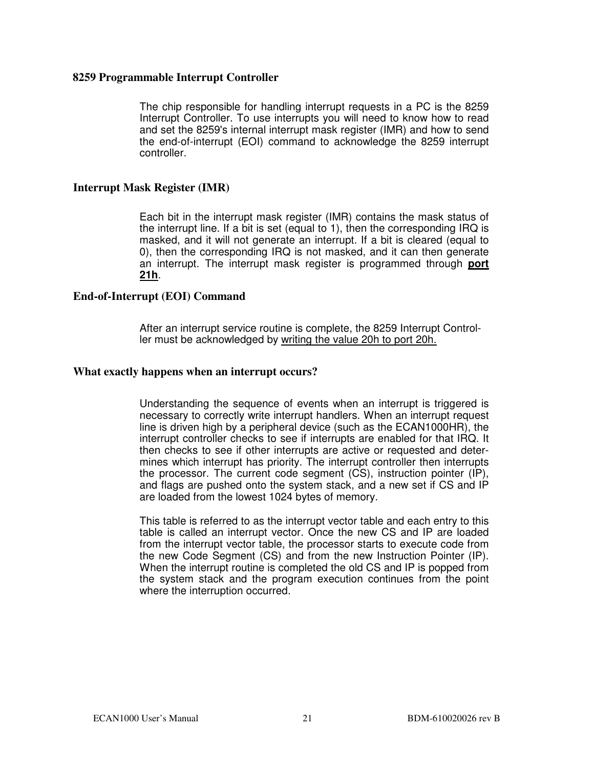## 8259 Programmable Interrupt Controller

The chip responsible for handling interrupt requests in a PC is the 8259 Interrupt Controller. To use interrupts you will need to know how to read and set the 8259's internal interrupt mask register (IMR) and how to send the end-of-interrupt (EOI) command to acknowledge the 8259 interrupt controller.

## Interrupt Mask Register (IMR)

Each bit in the interrupt mask register (IMR) contains the mask status of the interrupt line. If a bit is set (equal to 1), then the corresponding IRQ is masked, and it will not generate an interrupt. If a bit is cleared (equal to 0), then the corresponding IRQ is not masked, and it can then generate an interrupt. The interrupt mask register is programmed through **port 21h**.

## End-of-Interrupt (EOI) Command

After an interrupt service routine is complete, the 8259 Interrupt Controller must be acknowledged by writing the value 20h to port 20h.

## What exactly happens when an interrupt occurs?

Understanding the sequence of events when an interrupt is triggered is necessary to correctly write interrupt handlers. When an interrupt request line is driven high by a peripheral device (such as the ECAN1000HR), the interrupt controller checks to see if interrupts are enabled for that IRQ. It then checks to see if other interrupts are active or requested and determines which interrupt has priority. The interrupt controller then interrupts the processor. The current code segment (CS), instruction pointer (IP), and flags are pushed onto the system stack, and a new set if CS and IP are loaded from the lowest 1024 bytes of memory.

This table is referred to as the interrupt vector table and each entry to this table is called an interrupt vector. Once the new CS and IP are loaded from the interrupt vector table, the processor starts to execute code from the new Code Segment (CS) and from the new Instruction Pointer (IP). When the interrupt routine is completed the old CS and IP is popped from the system stack and the program execution continues from the point where the interruption occurred.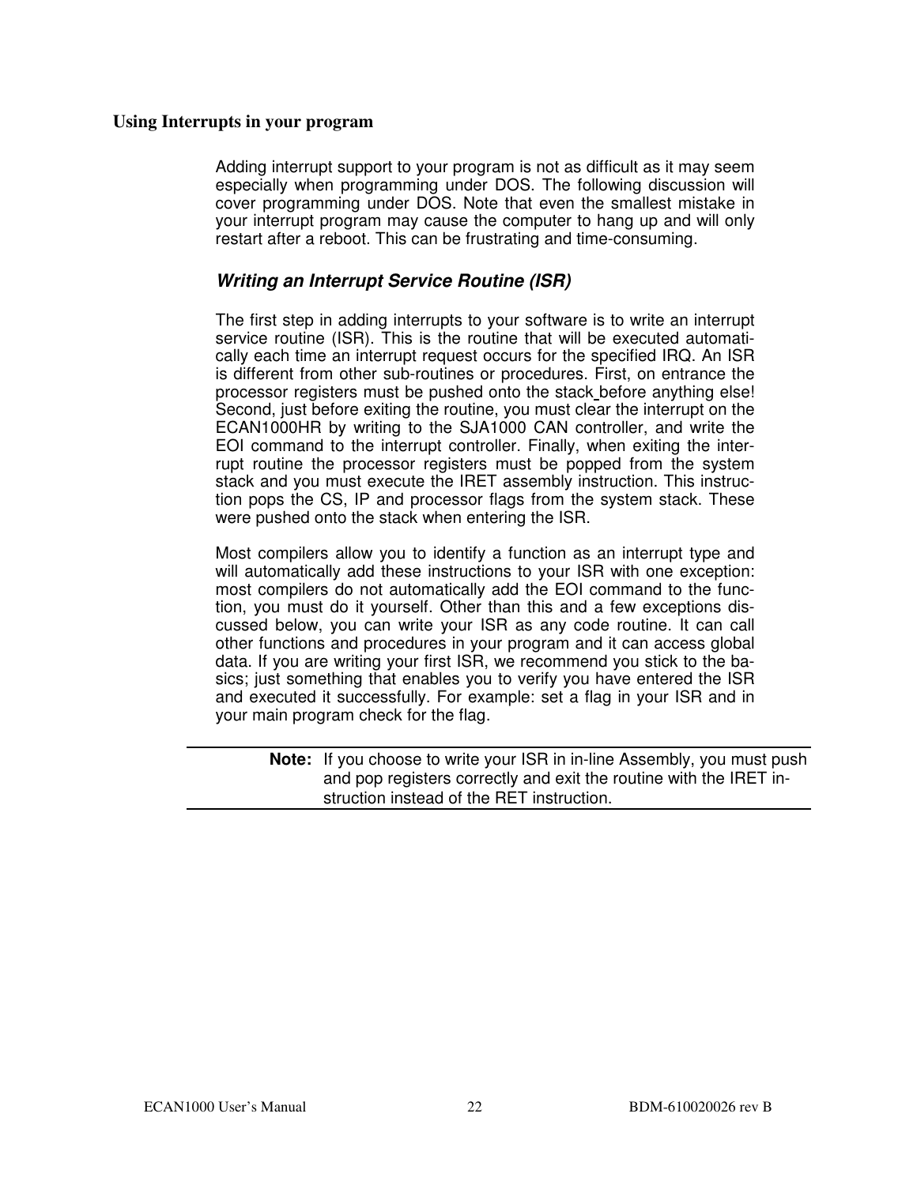## Using Interrupts in your program

Adding interrupt support to your program is not as difficult as it may seem especially when programming under DOS. The following discussion will cover programming under DOS. Note that even the smallest mistake in your interrupt program may cause the computer to hang up and will only restart after a reboot. This can be frustrating and time-consuming.

### *Writing an Interrupt Service Routine (ISR)*

The first step in adding interrupts to your software is to write an interrupt service routine (ISR). This is the routine that will be executed automatically each time an interrupt request occurs for the specified IRQ. An ISR is different from other sub-routines or procedures. First, on entrance the processor registers must be pushed onto the stack before anything else! Second, just before exiting the routine, you must clear the interrupt on the ECAN1000HR by writing to the SJA1000 CAN controller, and write the EOI command to the interrupt controller. Finally, when exiting the interrupt routine the processor registers must be popped from the system stack and you must execute the IRET assembly instruction. This instruction pops the CS, IP and processor flags from the system stack. These were pushed onto the stack when entering the ISR.

Most compilers allow you to identify a function as an interrupt type and will automatically add these instructions to your ISR with one exception: most compilers do not automatically add the EOI command to the function, you must do it yourself. Other than this and a few exceptions discussed below, you can write your ISR as any code routine. It can call other functions and procedures in your program and it can access global data. If you are writing your first ISR, we recommend you stick to the basics; just something that enables you to verify you have entered the ISR and executed it successfully. For example: set a flag in your ISR and in your main program check for the flag.

---

**Note:** If you choose to write your ISR in in-line Assembly, you must push and pop registers correctly and exit the routine with the IRET instruction instead of the RET instruction.

---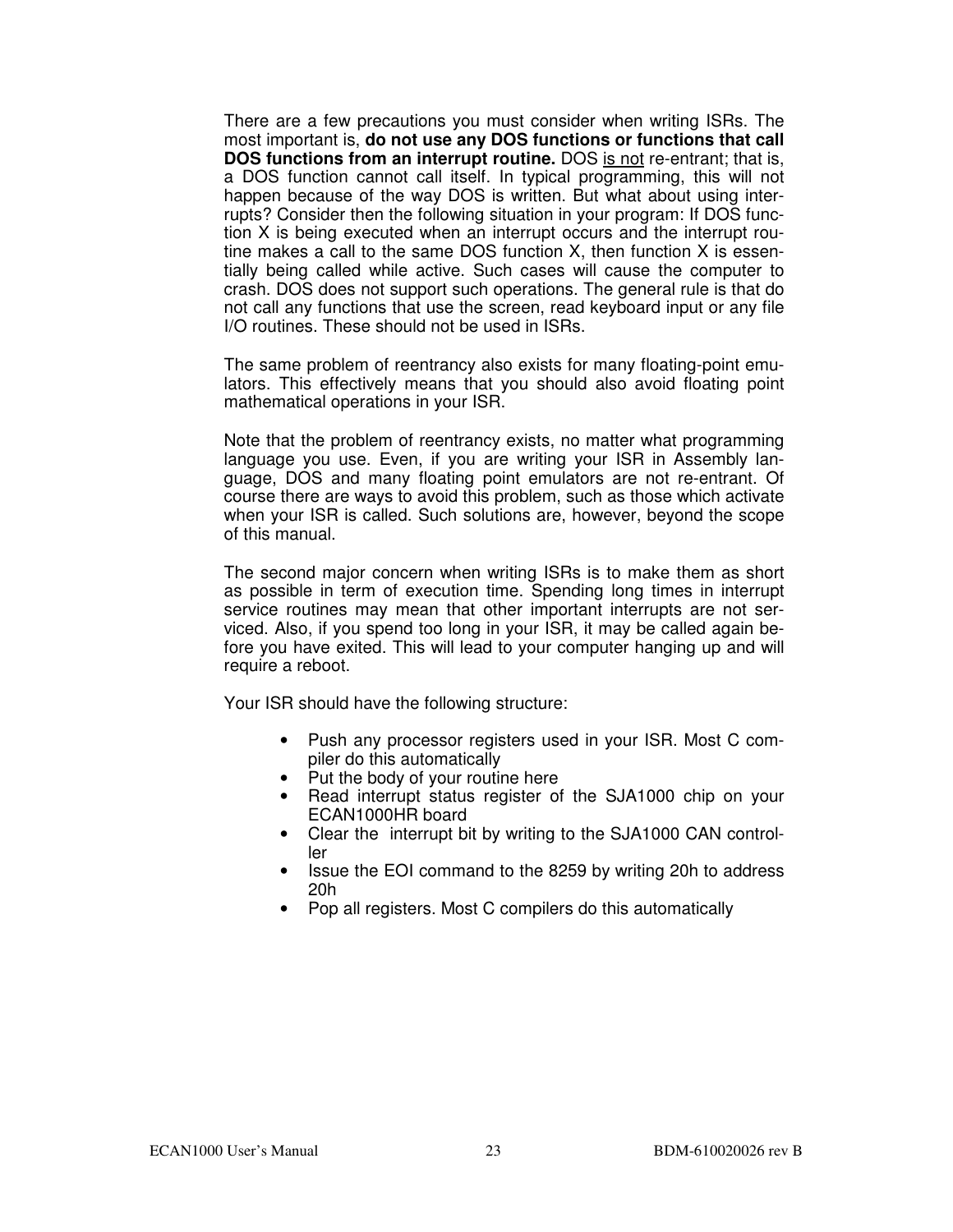There are a few precautions you must consider when writing ISRs. The most important is, **do not use any DOS functions or functions that call DOS functions from an interrupt routine.** DOS is not re-entrant; that is, a DOS function cannot call itself. In typical programming, this will not happen because of the way DOS is written. But what about using interrupts? Consider then the following situation in your program: If DOS function X is being executed when an interrupt occurs and the interrupt routine makes a call to the same DOS function X, then function X is essentially being called while active. Such cases will cause the computer to crash. DOS does not support such operations. The general rule is that do not call any functions that use the screen, read keyboard input or any file I/O routines. These should not be used in ISRs.

The same problem of reentrancy also exists for many floating-point emulators. This effectively means that you should also avoid floating point mathematical operations in your ISR.

Note that the problem of reentrancy exists, no matter what programming language you use. Even, if you are writing your ISR in Assembly language, DOS and many floating point emulators are not re-entrant. Of course there are ways to avoid this problem, such as those which activate when your ISR is called. Such solutions are, however, beyond the scope of this manual.

The second major concern when writing ISRs is to make them as short as possible in term of execution time. Spending long times in interrupt service routines may mean that other important interrupts are not serviced. Also, if you spend too long in your ISR, it may be called again before you have exited. This will lead to your computer hanging up and will require a reboot.

Your ISR should have the following structure:

- Push any processor registers used in your ISR. Most C compiler do this automatically
- Put the body of your routine here
- Read interrupt status register of the SJA1000 chip on your ECAN1000HR board
- Clear the interrupt bit by writing to the SJA1000 CAN controller
- Issue the EOI command to the 8259 by writing 20h to address 20h
- Pop all registers. Most C compilers do this automatically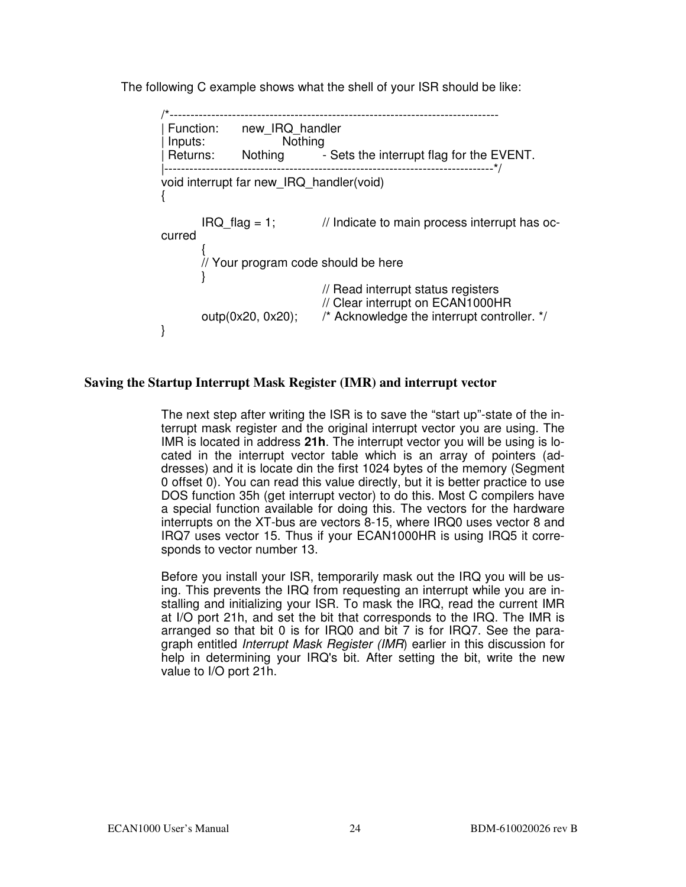The following C example shows what the shell of your ISR should be like:

```
/*-----------------------------------------------------------------------------
| Function:     new_IRQ_handler
| Inputs:                   Nothing
| Returns:      Nothing         - Sets the interrupt flag for the EVENT.
|-----------------------------------------------------------------------------*/
void interrupt far new_IRQ_handler(void)
{

        IRQ_flag = 1;           // Indicate to main process interrupt has oc-
curred
        {
        // Your program code should be here
        }
                                // Read interrupt status registers
                                // Clear interrupt on ECAN1000HR
        outp(0x20, 0x20);       /* Acknowledge the interrupt controller. */
}
```

## Saving the Startup Interrupt Mask Register (IMR) and interrupt vector

The next step after writing the ISR is to save the “start up”-state of the interrupt mask register and the original interrupt vector you are using. The IMR is located in address **21h**. The interrupt vector you will be using is located in the interrupt vector table which is an array of pointers (addresses) and it is locate din the first 1024 bytes of the memory (Segment 0 offset 0). You can read this value directly, but it is better practice to use DOS function 35h (get interrupt vector) to do this. Most C compilers have a special function available for doing this. The vectors for the hardware interrupts on the XT-bus are vectors 8-15, where IRQ0 uses vector 8 and IRQ7 uses vector 15. Thus if your ECAN1000HR is using IRQ5 it corresponds to vector number 13.

Before you install your ISR, temporarily mask out the IRQ you will be using. This prevents the IRQ from requesting an interrupt while you are installing and initializing your ISR. To mask the IRQ, read the current IMR at I/O port 21h, and set the bit that corresponds to the IRQ. The IMR is arranged so that bit 0 is for IRQ0 and bit 7 is for IRQ7. See the paragraph entitled *Interrupt Mask Register (IMR)* earlier in this discussion for help in determining your IRQ's bit. After setting the bit, write the new value to I/O port 21h.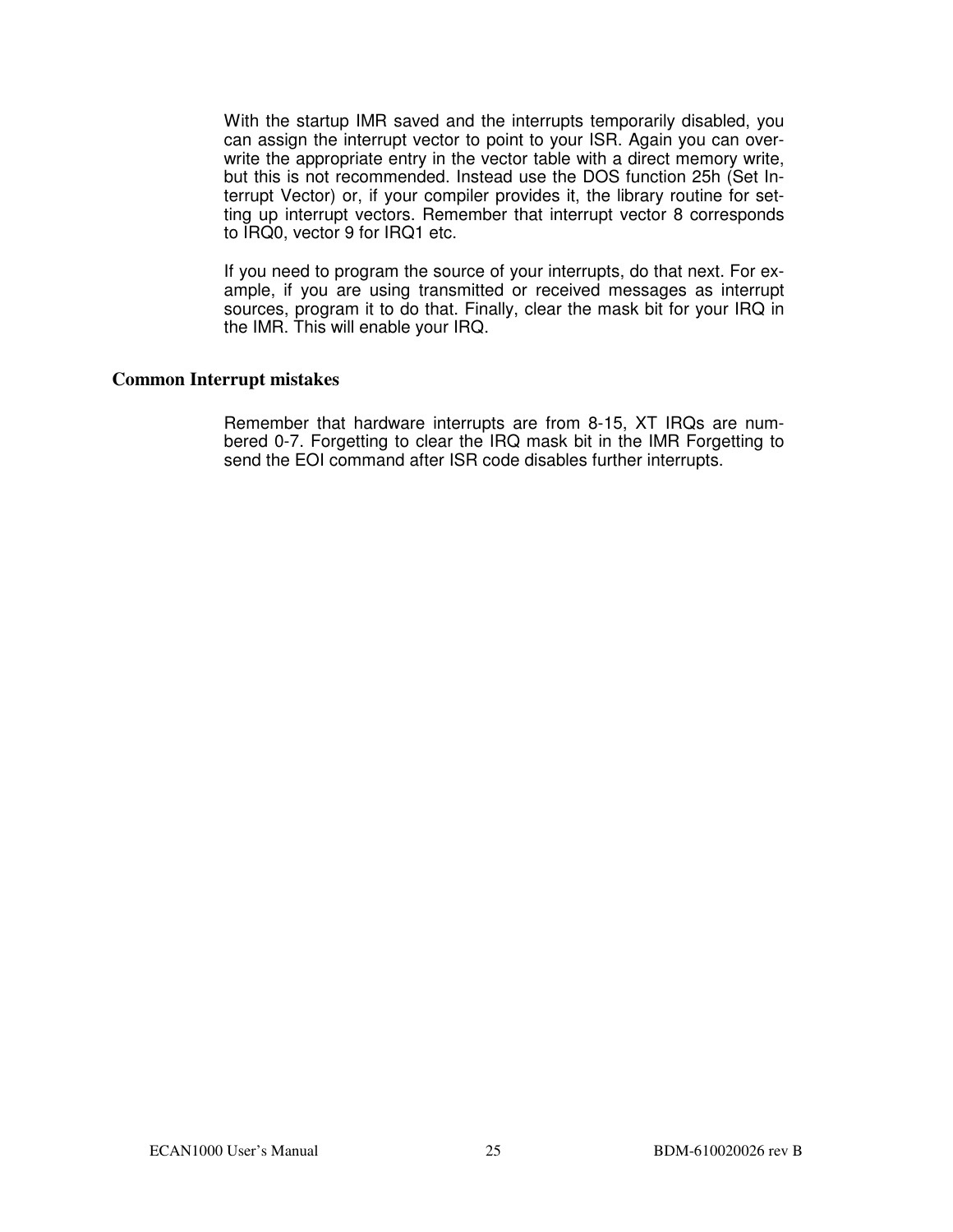With the startup IMR saved and the interrupts temporarily disabled, you can assign the interrupt vector to point to your ISR. Again you can overwrite the appropriate entry in the vector table with a direct memory write, but this is not recommended. Instead use the DOS function 25h (Set Interrupt Vector) or, if your compiler provides it, the library routine for setting up interrupt vectors. Remember that interrupt vector 8 corresponds to IRQ0, vector 9 for IRQ1 etc.

If you need to program the source of your interrupts, do that next. For example, if you are using transmitted or received messages as interrupt sources, program it to do that. Finally, clear the mask bit for your IRQ in the IMR. This will enable your IRQ.

## Common Interrupt mistakes

Remember that hardware interrupts are from 8-15, XT IRQs are numbered 0-7. Forgetting to clear the IRQ mask bit in the IMR Forgetting to send the EOI command after ISR code disables further interrupts.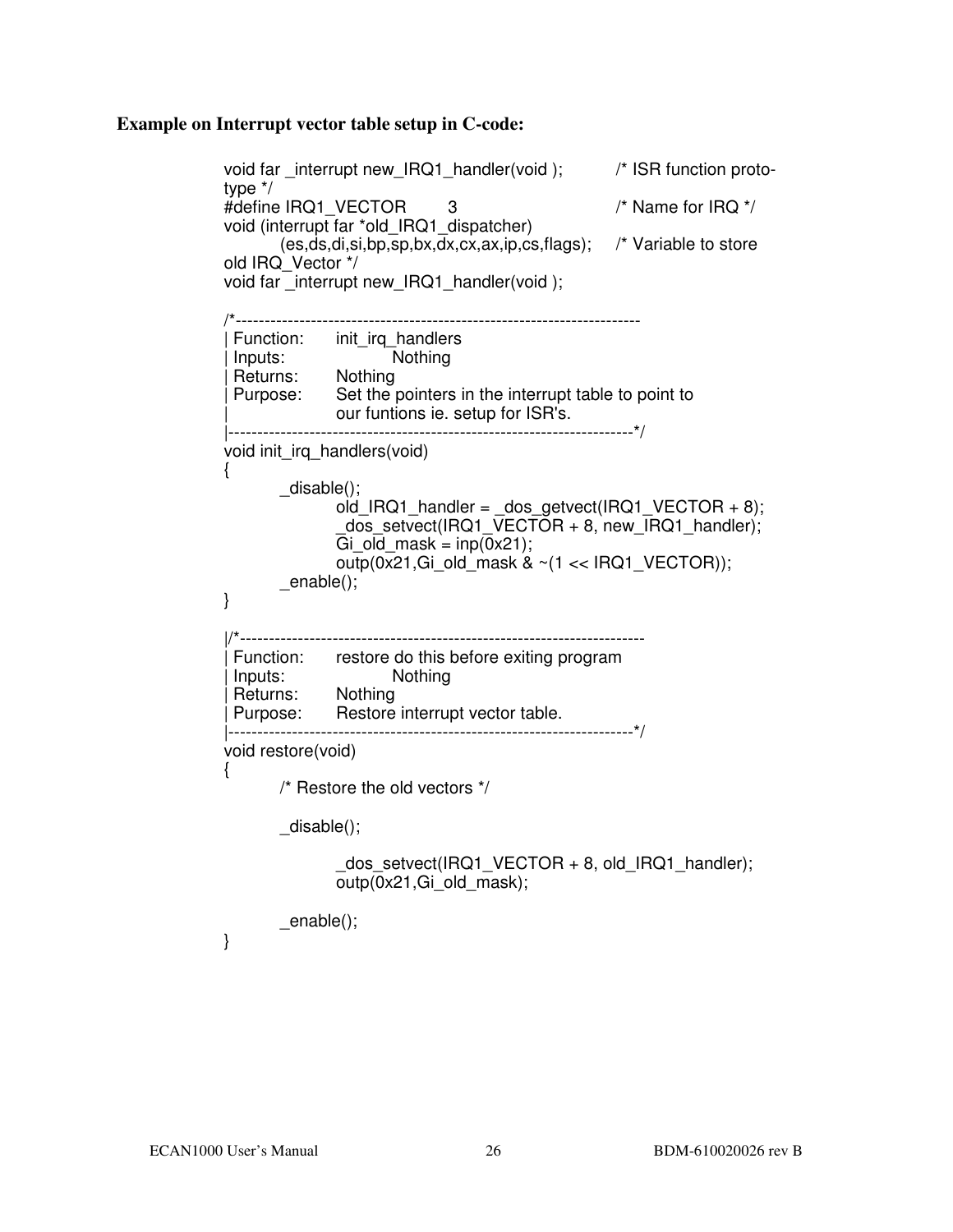**Example on Interrupt vector table setup in C-code:**

```
void far _interrupt new_IRQ1_handler(void );          /* ISR function proto-
type */
#define IRQ1_VECTOR        3                          /* Name for IRQ */
void (interrupt far *old_IRQ1_dispatcher)
         (es,ds,di,si,bp,sp,bx,dx,cx,ax,ip,cs,flags);  /* Variable to store
old IRQ_Vector */
void far _interrupt new_IRQ1_handler(void );

/*---------------------------------------------------------------------
| Function:      init_irq_handlers
| Inputs:                 Nothing
| Returns:       Nothing
| Purpose:       Set the pointers in the interrupt table to point to
|                our funtions ie. setup for ISR's.
|---------------------------------------------------------------------*/
void init_irq_handlers(void)
{
         _disable();
                  old_IRQ1_handler = _dos_getvect(IRQ1_VECTOR + 8);
                  _dos_setvect(IRQ1_VECTOR + 8, new_IRQ1_handler);
                  Gi_old_mask = inp(0x21);
                  outp(0x21,Gi_old_mask & ~(1 << IRQ1_VECTOR));
         _enable();
}

|/*---------------------------------------------------------------------
| Function:      restore do this before exiting program
| Inputs:                 Nothing
| Returns:       Nothing
| Purpose:       Restore interrupt vector table.
|---------------------------------------------------------------------*/
void restore(void)
{
         /* Restore the old vectors */

         _disable();

                  _dos_setvect(IRQ1_VECTOR + 8, old_IRQ1_handler);
                  outp(0x21,Gi_old_mask);

         _enable();
}
```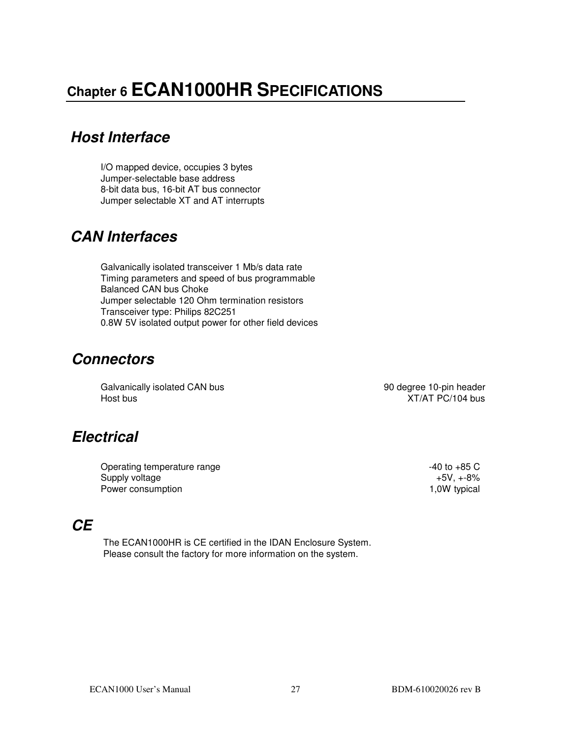# Chapter 6 ECAN1000HR SPECIFICATIONS

## *Host Interface*

I/O mapped device, occupies 3 bytes
Jumper-selectable base address
8-bit data bus, 16-bit AT bus connector
Jumper selectable XT and AT interrupts

## *CAN Interfaces*

Galvanically isolated transceiver 1 Mb/s data rate
Timing parameters and speed of bus programmable
Balanced CAN bus Choke
Jumper selectable 120 Ohm termination resistors
Transceiver type: Philips 82C251
0.8W 5V isolated output power for other field devices

## *Connectors*

| | |
|---|---|
| Galvanically isolated CAN bus | 90 degree 10-pin header |
| Host bus | XT/AT PC/104 bus |

## *Electrical*

| | |
|---|---|
| Operating temperature range | -40 to +85 C |
| Supply voltage | +5V, +-8% |
| Power consumption | 1,0W typical |

## *CE*

The ECAN1000HR is CE certified in the IDAN Enclosure System.
Please consult the factory for more information on the system.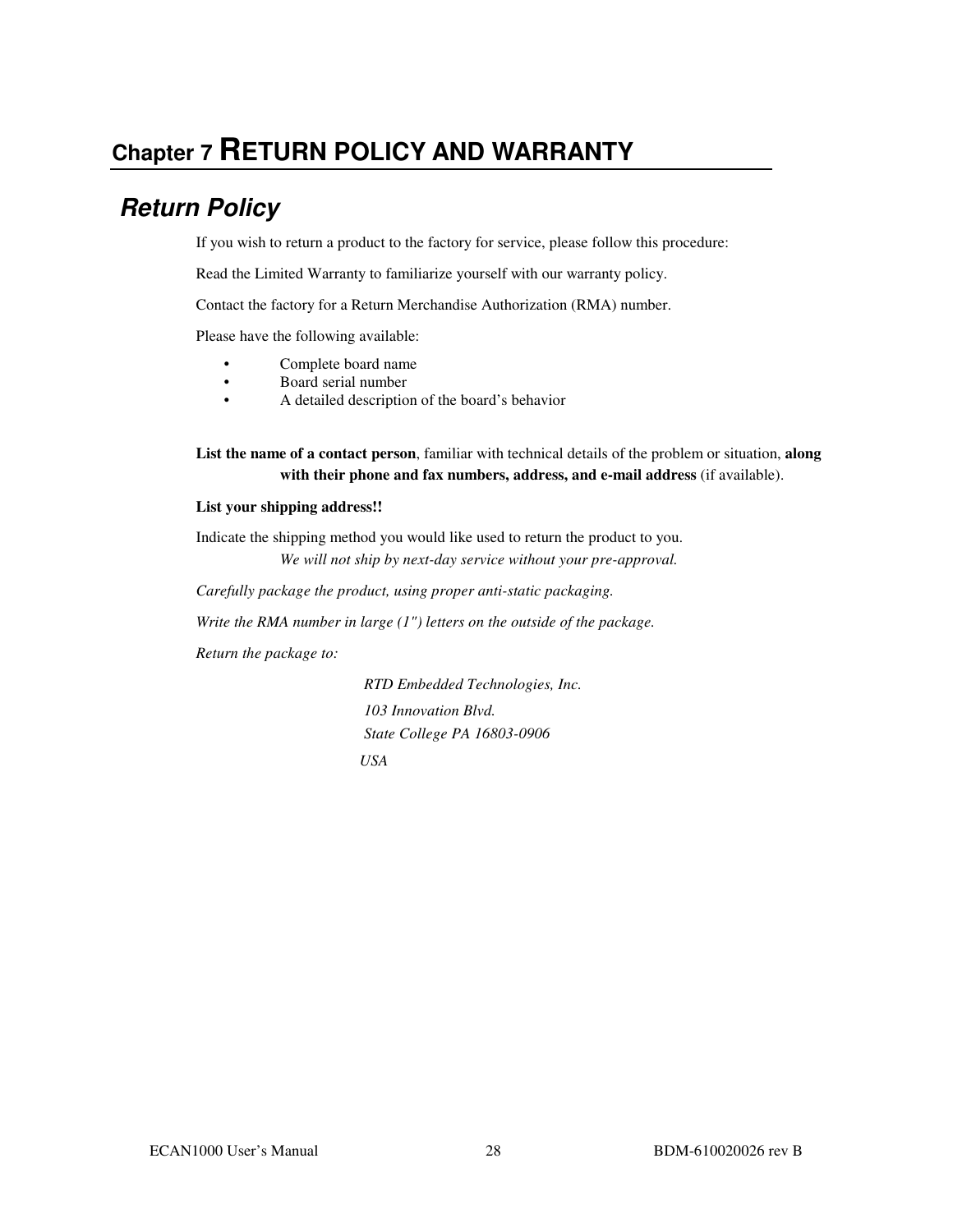# Chapter 7 RETURN POLICY AND WARRANTY

## *Return Policy*

If you wish to return a product to the factory for service, please follow this procedure:

Read the Limited Warranty to familiarize yourself with our warranty policy.

Contact the factory for a Return Merchandise Authorization (RMA) number.

Please have the following available:

- Complete board name
- Board serial number
- A detailed description of the board's behavior

**List the name of a contact person**, familiar with technical details of the problem or situation, **along with their phone and fax numbers, address, and e-mail address** (if available).

**List your shipping address!!**

Indicate the shipping method you would like used to return the product to you.

*We will not ship by next-day service without your pre-approval.*

*Carefully package the product, using proper anti-static packaging.*

*Write the RMA number in large (1") letters on the outside of the package.*

*Return the package to:*

*RTD Embedded Technologies, Inc.*
*103 Innovation Blvd.*
*State College PA 16803-0906*
*USA*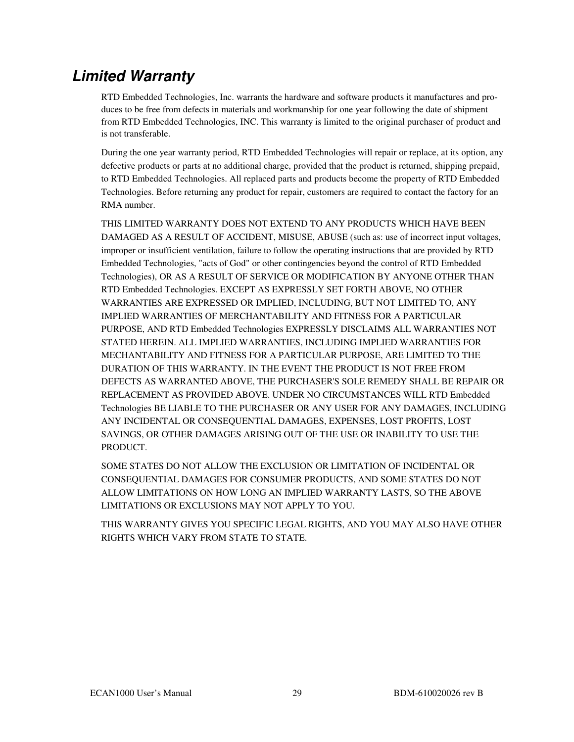## *Limited Warranty*

RTD Embedded Technologies, Inc. warrants the hardware and software products it manufactures and produces to be free from defects in materials and workmanship for one year following the date of shipment from RTD Embedded Technologies, INC. This warranty is limited to the original purchaser of product and is not transferable.

During the one year warranty period, RTD Embedded Technologies will repair or replace, at its option, any defective products or parts at no additional charge, provided that the product is returned, shipping prepaid, to RTD Embedded Technologies. All replaced parts and products become the property of RTD Embedded Technologies. Before returning any product for repair, customers are required to contact the factory for an RMA number.

THIS LIMITED WARRANTY DOES NOT EXTEND TO ANY PRODUCTS WHICH HAVE BEEN DAMAGED AS A RESULT OF ACCIDENT, MISUSE, ABUSE (such as: use of incorrect input voltages, improper or insufficient ventilation, failure to follow the operating instructions that are provided by RTD Embedded Technologies, "acts of God" or other contingencies beyond the control of RTD Embedded Technologies), OR AS A RESULT OF SERVICE OR MODIFICATION BY ANYONE OTHER THAN RTD Embedded Technologies. EXCEPT AS EXPRESSLY SET FORTH ABOVE, NO OTHER WARRANTIES ARE EXPRESSED OR IMPLIED, INCLUDING, BUT NOT LIMITED TO, ANY IMPLIED WARRANTIES OF MERCHANTABILITY AND FITNESS FOR A PARTICULAR PURPOSE, AND RTD Embedded Technologies EXPRESSLY DISCLAIMS ALL WARRANTIES NOT STATED HEREIN. ALL IMPLIED WARRANTIES, INCLUDING IMPLIED WARRANTIES FOR MECHANTABILITY AND FITNESS FOR A PARTICULAR PURPOSE, ARE LIMITED TO THE DURATION OF THIS WARRANTY. IN THE EVENT THE PRODUCT IS NOT FREE FROM DEFECTS AS WARRANTED ABOVE, THE PURCHASER'S SOLE REMEDY SHALL BE REPAIR OR REPLACEMENT AS PROVIDED ABOVE. UNDER NO CIRCUMSTANCES WILL RTD Embedded Technologies BE LIABLE TO THE PURCHASER OR ANY USER FOR ANY DAMAGES, INCLUDING ANY INCIDENTAL OR CONSEQUENTIAL DAMAGES, EXPENSES, LOST PROFITS, LOST SAVINGS, OR OTHER DAMAGES ARISING OUT OF THE USE OR INABILITY TO USE THE PRODUCT.

SOME STATES DO NOT ALLOW THE EXCLUSION OR LIMITATION OF INCIDENTAL OR CONSEQUENTIAL DAMAGES FOR CONSUMER PRODUCTS, AND SOME STATES DO NOT ALLOW LIMITATIONS ON HOW LONG AN IMPLIED WARRANTY LASTS, SO THE ABOVE LIMITATIONS OR EXCLUSIONS MAY NOT APPLY TO YOU.

THIS WARRANTY GIVES YOU SPECIFIC LEGAL RIGHTS, AND YOU MAY ALSO HAVE OTHER RIGHTS WHICH VARY FROM STATE TO STATE.